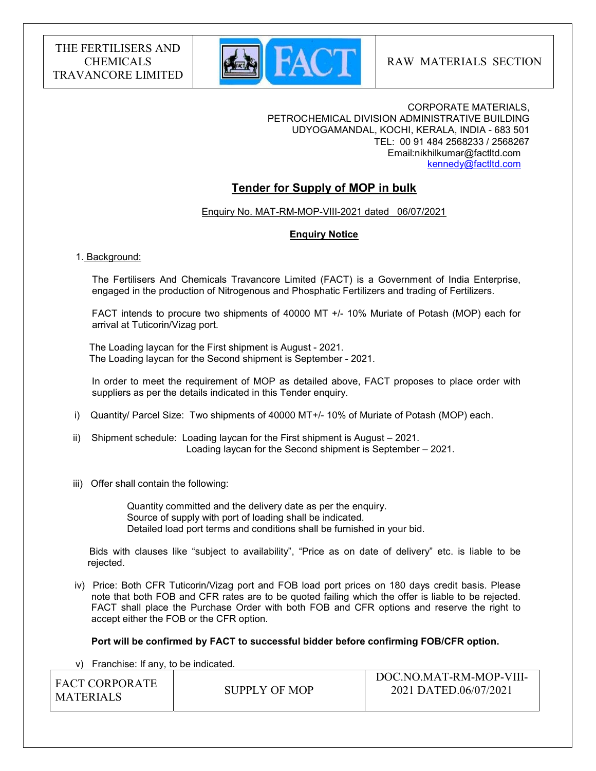| THE FERTILISERS AND CHEMICALS TRAVANCORE LIMITED | FACT | RAW MATERIALS SECTION |
|---|---|---|

CORPORATE MATERIALS,
PETROCHEMICAL DIVISION ADMINISTRATIVE BUILDING
UDYOGAMANDAL, KOCHI, KERALA, INDIA - 683 501
TEL: 00 91 484 2568233 / 2568267
Email:nikhilkumar@factltd.com
kennedy@factltd.com

# Tender for Supply of MOP in bulk

Enquiry No. MAT-RM-MOP-VIII-2021 dated 06/07/2021

## Enquiry Notice

1. Background:

The Fertilisers And Chemicals Travancore Limited (FACT) is a Government of India Enterprise, engaged in the production of Nitrogenous and Phosphatic Fertilizers and trading of Fertilizers.

FACT intends to procure two shipments of 40000 MT +/- 10% Muriate of Potash (MOP) each for arrival at Tuticorin/Vizag port.

The Loading laycan for the First shipment is August - 2021.
The Loading laycan for the Second shipment is September - 2021.

In order to meet the requirement of MOP as detailed above, FACT proposes to place order with suppliers as per the details indicated in this Tender enquiry.

i) Quantity/ Parcel Size: Two shipments of 40000 MT+/- 10% of Muriate of Potash (MOP) each.

ii) Shipment schedule: Loading laycan for the First shipment is August – 2021.
Loading laycan for the Second shipment is September – 2021.

iii) Offer shall contain the following:

Quantity committed and the delivery date as per the enquiry.
Source of supply with port of loading shall be indicated.
Detailed load port terms and conditions shall be furnished in your bid.

Bids with clauses like "subject to availability", "Price as on date of delivery" etc. is liable to be rejected.

iv) Price: Both CFR Tuticorin/Vizag port and FOB load port prices on 180 days credit basis. Please note that both FOB and CFR rates are to be quoted failing which the offer is liable to be rejected. FACT shall place the Purchase Order with both FOB and CFR options and reserve the right to accept either the FOB or the CFR option.

**Port will be confirmed by FACT to successful bidder before confirming FOB/CFR option.**

v) Franchise: If any, to be indicated.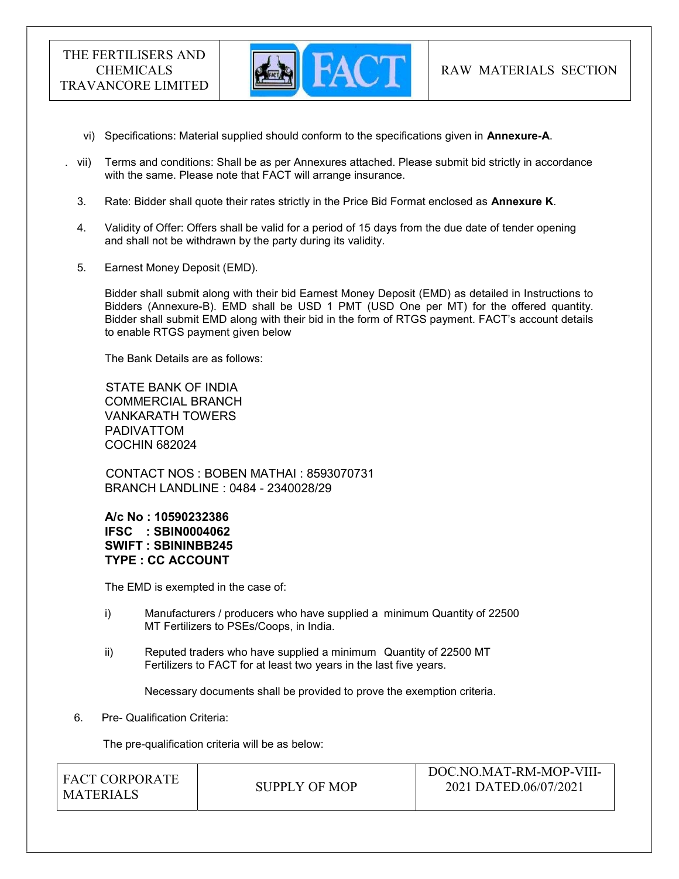vi) Specifications: Material supplied should conform to the specifications given in **Annexure-A**.

vii) Terms and conditions: Shall be as per Annexures attached. Please submit bid strictly in accordance with the same. Please note that FACT will arrange insurance.

3. Rate: Bidder shall quote their rates strictly in the Price Bid Format enclosed as **Annexure K**.

4. Validity of Offer: Offers shall be valid for a period of 15 days from the due date of tender opening and shall not be withdrawn by the party during its validity.

5. Earnest Money Deposit (EMD).

   Bidder shall submit along with their bid Earnest Money Deposit (EMD) as detailed in Instructions to Bidders (Annexure-B). EMD shall be USD 1 PMT (USD One per MT) for the offered quantity. Bidder shall submit EMD along with their bid in the form of RTGS payment. FACT's account details to enable RTGS payment given below

   The Bank Details are as follows:

   STATE BANK OF INDIA
   COMMERCIAL BRANCH
   VANKARATH TOWERS
   PADIVATTOM
   COCHIN 682024

   CONTACT NOS : BOBEN MATHAI : 8593070731
   BRANCH LANDLINE : 0484 - 2340028/29

   **A/c No : 10590232386**
   **IFSC : SBIN0004062**
   **SWIFT : SBININBB245**
   **TYPE : CC ACCOUNT**

   The EMD is exempted in the case of:

   i) Manufacturers / producers who have supplied a minimum Quantity of 22500 MT Fertilizers to PSEs/Coops, in India.

   ii) Reputed traders who have supplied a minimum Quantity of 22500 MT Fertilizers to FACT for at least two years in the last five years.

   Necessary documents shall be provided to prove the exemption criteria.

6. Pre- Qualification Criteria:

   The pre-qualification criteria will be as below: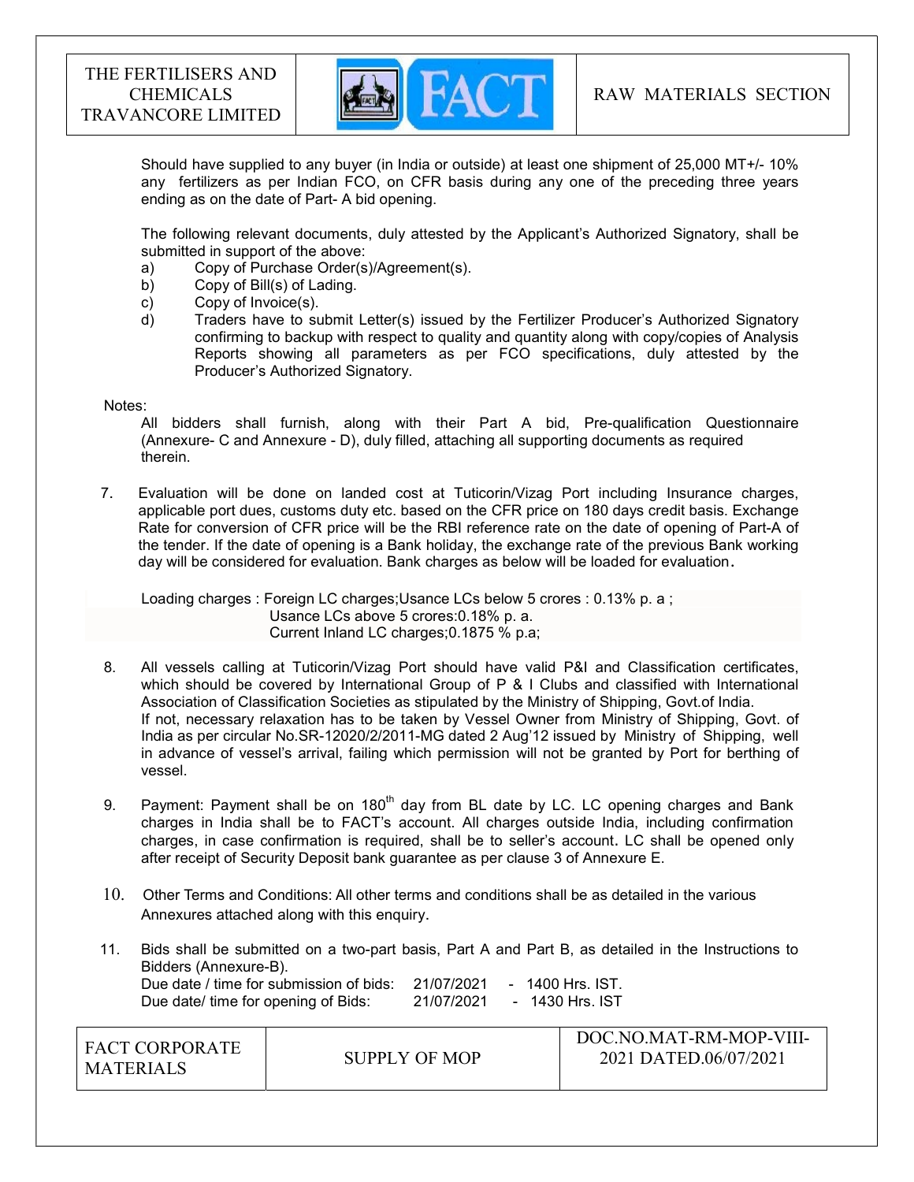Should have supplied to any buyer (in India or outside) at least one shipment of 25,000 MT+/- 10% any fertilizers as per Indian FCO, on CFR basis during any one of the preceding three years ending as on the date of Part- A bid opening.

The following relevant documents, duly attested by the Applicant's Authorized Signatory, shall be submitted in support of the above:

a) Copy of Purchase Order(s)/Agreement(s).
b) Copy of Bill(s) of Lading.
c) Copy of Invoice(s).
d) Traders have to submit Letter(s) issued by the Fertilizer Producer's Authorized Signatory confirming to backup with respect to quality and quantity along with copy/copies of Analysis Reports showing all parameters as per FCO specifications, duly attested by the Producer's Authorized Signatory.

Notes:

All bidders shall furnish, along with their Part A bid, Pre-qualification Questionnaire (Annexure- C and Annexure - D), duly filled, attaching all supporting documents as required therein.

7. Evaluation will be done on landed cost at Tuticorin/Vizag Port including Insurance charges, applicable port dues, customs duty etc. based on the CFR price on 180 days credit basis. Exchange Rate for conversion of CFR price will be the RBI reference rate on the date of opening of Part-A of the tender. If the date of opening is a Bank holiday, the exchange rate of the previous Bank working day will be considered for evaluation. Bank charges as below will be loaded for evaluation.

   Loading charges : Foreign LC charges;Usance LCs below 5 crores : 0.13% p. a ;
   Usance LCs above 5 crores:0.18% p. a.
   Current Inland LC charges;0.1875 % p.a;

8. All vessels calling at Tuticorin/Vizag Port should have valid P&I and Classification certificates, which should be covered by International Group of P & I Clubs and classified with International Association of Classification Societies as stipulated by the Ministry of Shipping, Govt.of India.
   If not, necessary relaxation has to be taken by Vessel Owner from Ministry of Shipping, Govt. of India as per circular No.SR-12020/2/2011-MG dated 2 Aug'12 issued by Ministry of Shipping, well in advance of vessel's arrival, failing which permission will not be granted by Port for berthing of vessel.

9. Payment: Payment shall be on 180th day from BL date by LC. LC opening charges and Bank charges in India shall be to FACT's account. All charges outside India, including confirmation charges, in case confirmation is required, shall be to seller's account. LC shall be opened only after receipt of Security Deposit bank guarantee as per clause 3 of Annexure E.

10. Other Terms and Conditions: All other terms and conditions shall be as detailed in the various Annexures attached along with this enquiry.

11. Bids shall be submitted on a two-part basis, Part A and Part B, as detailed in the Instructions to Bidders (Annexure-B).
    Due date / time for submission of bids: 21/07/2021 - 1400 Hrs. IST.
    Due date/ time for opening of Bids: 21/07/2021 - 1430 Hrs. IST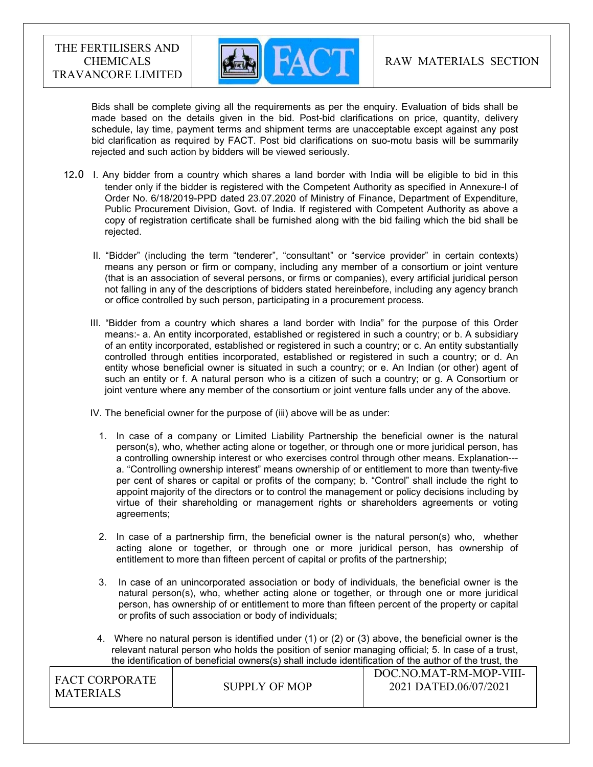Bids shall be complete giving all the requirements as per the enquiry. Evaluation of bids shall be made based on the details given in the bid. Post-bid clarifications on price, quantity, delivery schedule, lay time, payment terms and shipment terms are unacceptable except against any post bid clarification as required by FACT. Post bid clarifications on suo-motu basis will be summarily rejected and such action by bidders will be viewed seriously.

12.0 I. Any bidder from a country which shares a land border with India will be eligible to bid in this tender only if the bidder is registered with the Competent Authority as specified in Annexure-I of Order No. 6/18/2019-PPD dated 23.07.2020 of Ministry of Finance, Department of Expenditure, Public Procurement Division, Govt. of India. If registered with Competent Authority as above a copy of registration certificate shall be furnished along with the bid failing which the bid shall be rejected.

II. "Bidder" (including the term "tenderer", "consultant" or "service provider" in certain contexts) means any person or firm or company, including any member of a consortium or joint venture (that is an association of several persons, or firms or companies), every artificial juridical person not falling in any of the descriptions of bidders stated hereinbefore, including any agency branch or office controlled by such person, participating in a procurement process.

III. "Bidder from a country which shares a land border with India" for the purpose of this Order means:- a. An entity incorporated, established or registered in such a country; or b. A subsidiary of an entity incorporated, established or registered in such a country; or c. An entity substantially controlled through entities incorporated, established or registered in such a country; or d. An entity whose beneficial owner is situated in such a country; or e. An Indian (or other) agent of such an entity or f. A natural person who is a citizen of such a country; or g. A Consortium or joint venture where any member of the consortium or joint venture falls under any of the above.

IV. The beneficial owner for the purpose of (iii) above will be as under:

1. In case of a company or Limited Liability Partnership the beneficial owner is the natural person(s), who, whether acting alone or together, or through one or more juridical person, has a controlling ownership interest or who exercises control through other means. Explanation--- a. "Controlling ownership interest" means ownership of or entitlement to more than twenty-five per cent of shares or capital or profits of the company; b. "Control" shall include the right to appoint majority of the directors or to control the management or policy decisions including by virtue of their shareholding or management rights or shareholders agreements or voting agreements;

2. In case of a partnership firm, the beneficial owner is the natural person(s) who, whether acting alone or together, or through one or more juridical person, has ownership of entitlement to more than fifteen percent of capital or profits of the partnership;

3. In case of an unincorporated association or body of individuals, the beneficial owner is the natural person(s), who, whether acting alone or together, or through one or more juridical person, has ownership of or entitlement to more than fifteen percent of the property or capital or profits of such association or body of individuals;

4. Where no natural person is identified under (1) or (2) or (3) above, the beneficial owner is the relevant natural person who holds the position of senior managing official; 5. In case of a trust, the identification of beneficial owners(s) shall include identification of the author of the trust, the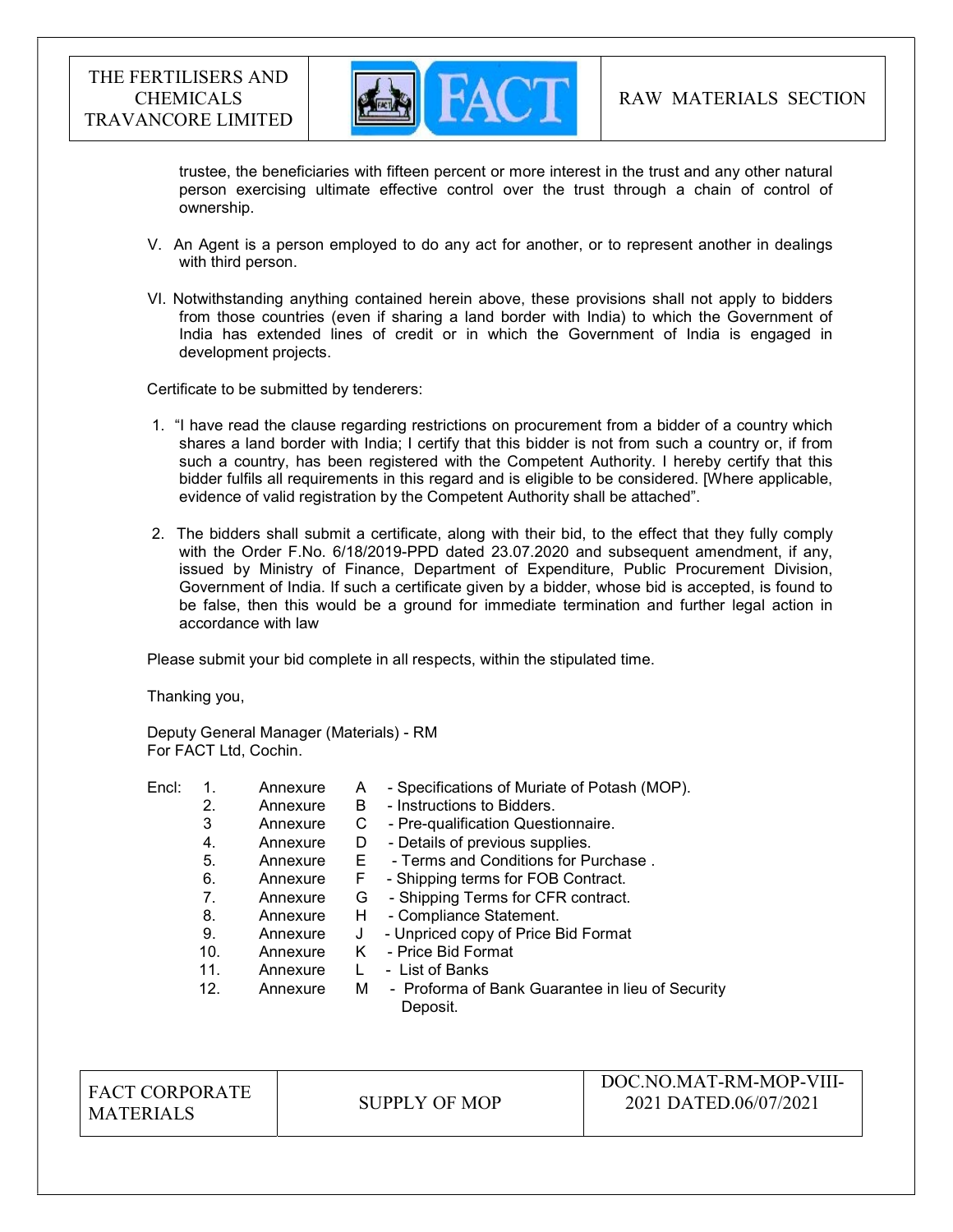trustee, the beneficiaries with fifteen percent or more interest in the trust and any other natural person exercising ultimate effective control over the trust through a chain of control of ownership.

V. An Agent is a person employed to do any act for another, or to represent another in dealings with third person.

VI. Notwithstanding anything contained herein above, these provisions shall not apply to bidders from those countries (even if sharing a land border with India) to which the Government of India has extended lines of credit or in which the Government of India is engaged in development projects.

Certificate to be submitted by tenderers:

1. "I have read the clause regarding restrictions on procurement from a bidder of a country which shares a land border with India; I certify that this bidder is not from such a country or, if from such a country, has been registered with the Competent Authority. I hereby certify that this bidder fulfils all requirements in this regard and is eligible to be considered. [Where applicable, evidence of valid registration by the Competent Authority shall be attached".

2. The bidders shall submit a certificate, along with their bid, to the effect that they fully comply with the Order F.No. 6/18/2019-PPD dated 23.07.2020 and subsequent amendment, if any, issued by Ministry of Finance, Department of Expenditure, Public Procurement Division, Government of India. If such a certificate given by a bidder, whose bid is accepted, is found to be false, then this would be a ground for immediate termination and further legal action in accordance with law

Please submit your bid complete in all respects, within the stipulated time.

Thanking you,

Deputy General Manager (Materials) - RM
For FACT Ltd, Cochin.

Encl:

1. Annexure A - Specifications of Muriate of Potash (MOP).
2. Annexure B - Instructions to Bidders.
3. Annexure C - Pre-qualification Questionnaire.
4. Annexure D - Details of previous supplies.
5. Annexure E - Terms and Conditions for Purchase .
6. Annexure F - Shipping terms for FOB Contract.
7. Annexure G - Shipping Terms for CFR contract.
8. Annexure H - Compliance Statement.
9. Annexure J - Unpriced copy of Price Bid Format
10. Annexure K - Price Bid Format
11. Annexure L - List of Banks
12. Annexure M - Proforma of Bank Guarantee in lieu of Security Deposit.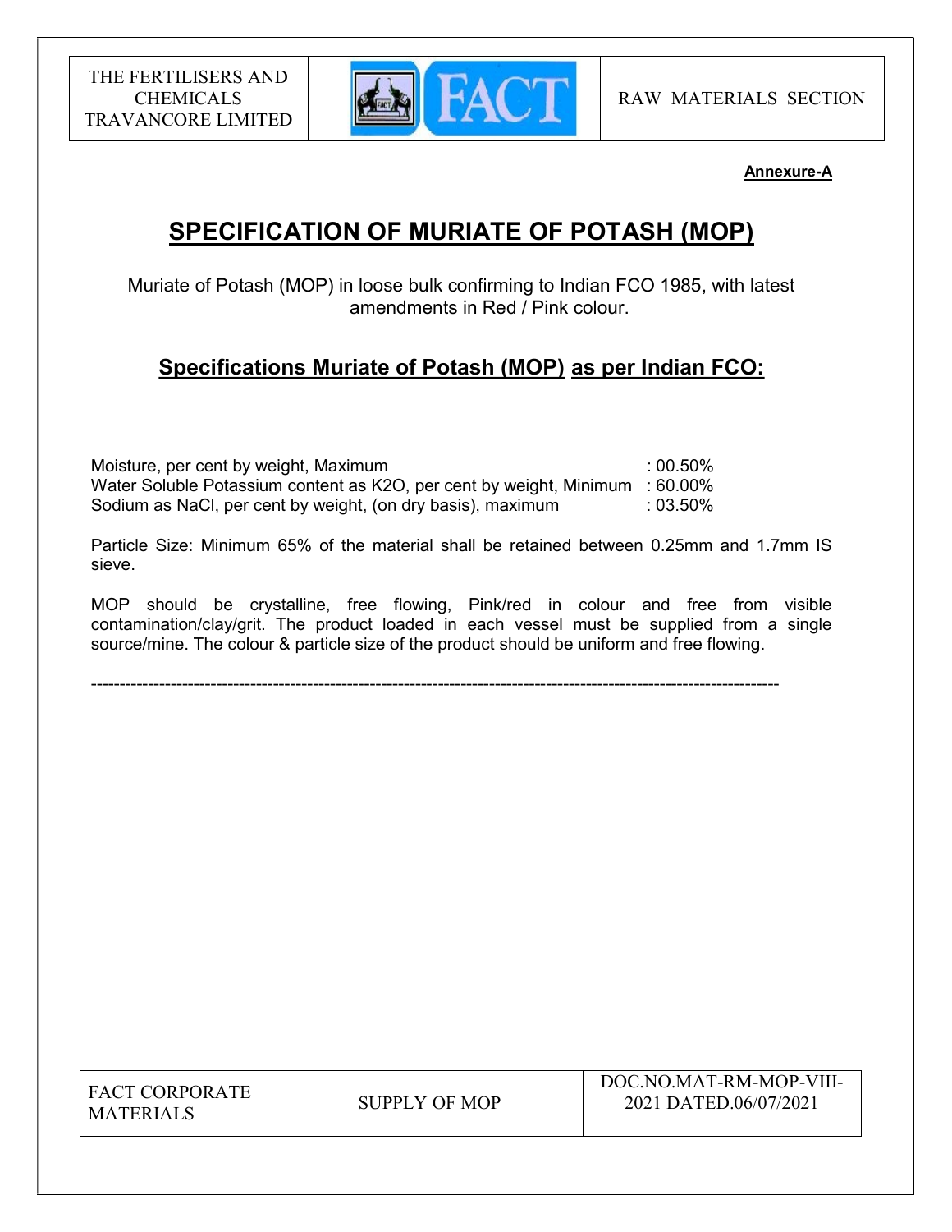**Annexure-A**

# SPECIFICATION OF MURIATE OF POTASH (MOP)

Muriate of Potash (MOP) in loose bulk confirming to Indian FCO 1985, with latest amendments in Red / Pink colour.

## Specifications Muriate of Potash (MOP) as per Indian FCO:

| | |
|---|---|
| Moisture, per cent by weight, Maximum | : 00.50% |
| Water Soluble Potassium content as K2O, per cent by weight, Minimum | : 60.00% |
| Sodium as NaCl, per cent by weight, (on dry basis), maximum | : 03.50% |

Particle Size: Minimum 65% of the material shall be retained between 0.25mm and 1.7mm IS sieve.

MOP should be crystalline, free flowing, Pink/red in colour and free from visible contamination/clay/grit. The product loaded in each vessel must be supplied from a single source/mine. The colour & particle size of the product should be uniform and free flowing.

---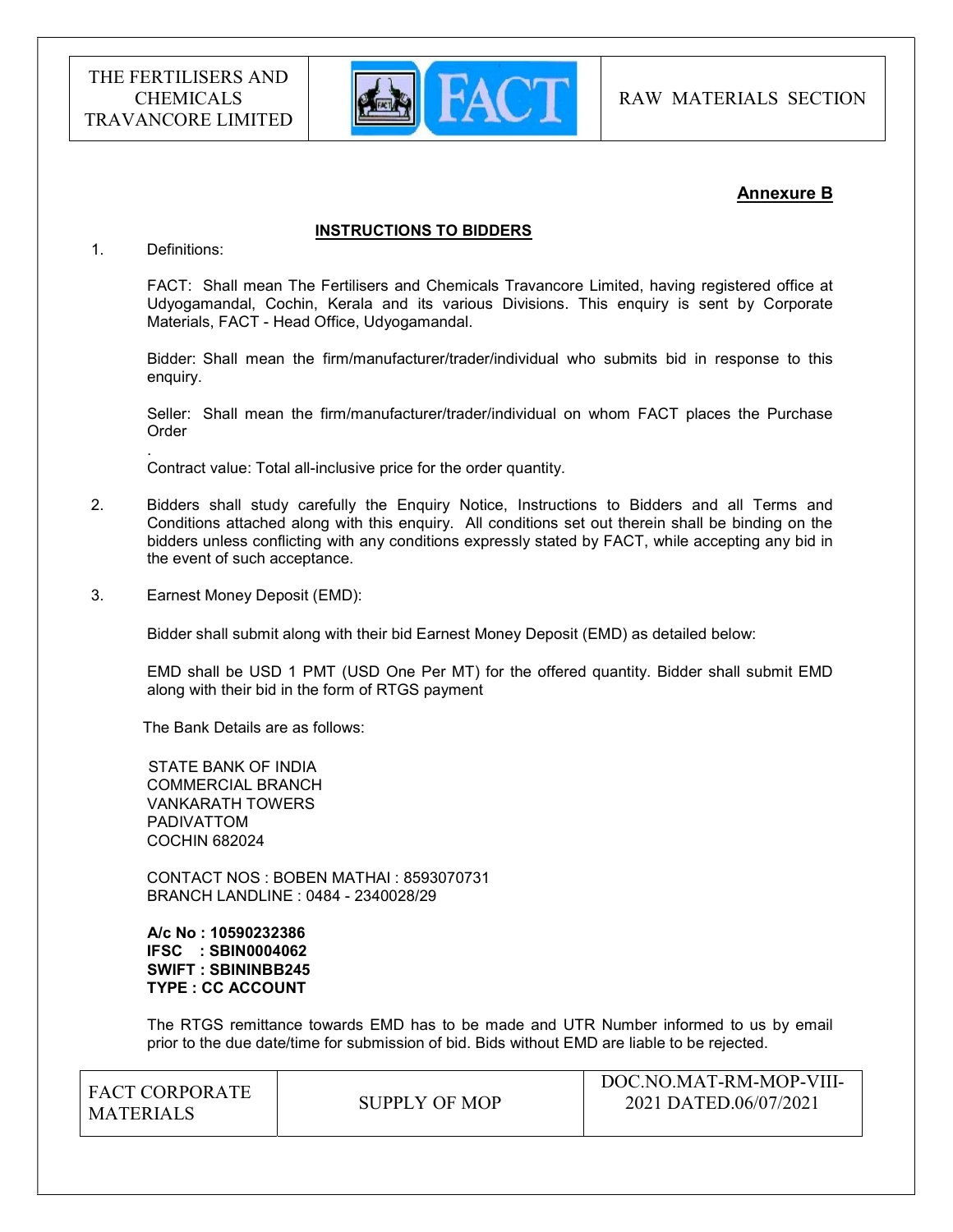## Annexure B

### INSTRUCTIONS TO BIDDERS

1. Definitions:

   FACT: Shall mean The Fertilisers and Chemicals Travancore Limited, having registered office at Udyogamandal, Cochin, Kerala and its various Divisions. This enquiry is sent by Corporate Materials, FACT - Head Office, Udyogamandal.

   Bidder: Shall mean the firm/manufacturer/trader/individual who submits bid in response to this enquiry.

   Seller: Shall mean the firm/manufacturer/trader/individual on whom FACT places the Purchase Order
   .
   Contract value: Total all-inclusive price for the order quantity.

2. Bidders shall study carefully the Enquiry Notice, Instructions to Bidders and all Terms and Conditions attached along with this enquiry. All conditions set out therein shall be binding on the bidders unless conflicting with any conditions expressly stated by FACT, while accepting any bid in the event of such acceptance.

3. Earnest Money Deposit (EMD):

   Bidder shall submit along with their bid Earnest Money Deposit (EMD) as detailed below:

   EMD shall be USD 1 PMT (USD One Per MT) for the offered quantity. Bidder shall submit EMD along with their bid in the form of RTGS payment

   The Bank Details are as follows:

   STATE BANK OF INDIA
   COMMERCIAL BRANCH
   VANKARATH TOWERS
   PADIVATTOM
   COCHIN 682024

   CONTACT NOS : BOBEN MATHAI : 8593070731
   BRANCH LANDLINE : 0484 - 2340028/29

   **A/c No : 10590232386**
   **IFSC : SBIN0004062**
   **SWIFT : SBININBB245**
   **TYPE : CC ACCOUNT**

   The RTGS remittance towards EMD has to be made and UTR Number informed to us by email prior to the due date/time for submission of bid. Bids without EMD are liable to be rejected.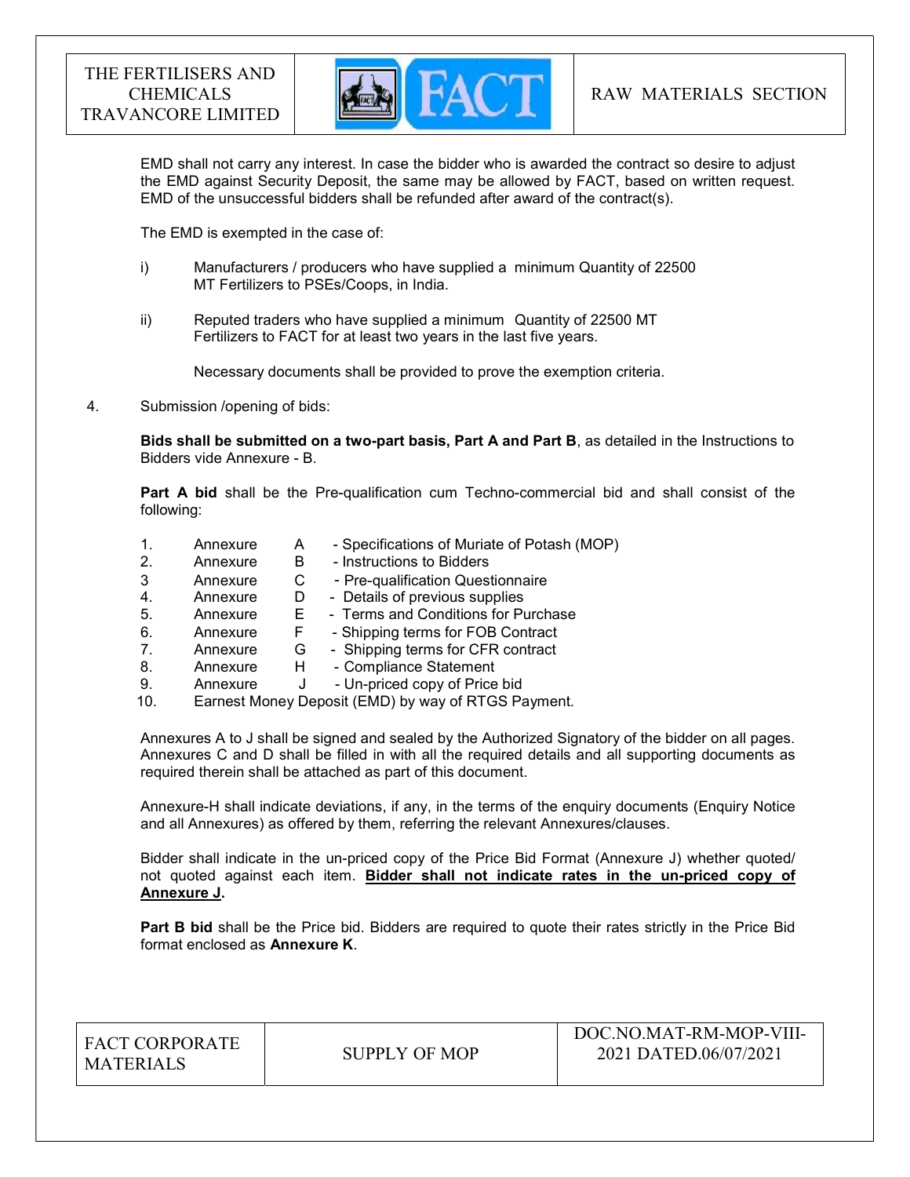EMD shall not carry any interest. In case the bidder who is awarded the contract so desire to adjust the EMD against Security Deposit, the same may be allowed by FACT, based on written request. EMD of the unsuccessful bidders shall be refunded after award of the contract(s).

The EMD is exempted in the case of:

i) Manufacturers / producers who have supplied a minimum Quantity of 22500 MT Fertilizers to PSEs/Coops, in India.

ii) Reputed traders who have supplied a minimum Quantity of 22500 MT Fertilizers to FACT for at least two years in the last five years.

Necessary documents shall be provided to prove the exemption criteria.

4. Submission /opening of bids:

**Bids shall be submitted on a two-part basis, Part A and Part B**, as detailed in the Instructions to Bidders vide Annexure - B.

**Part A bid** shall be the Pre-qualification cum Techno-commercial bid and shall consist of the following:

1. Annexure A - Specifications of Muriate of Potash (MOP)
2. Annexure B - Instructions to Bidders
3. Annexure C - Pre-qualification Questionnaire
4. Annexure D - Details of previous supplies
5. Annexure E - Terms and Conditions for Purchase
6. Annexure F - Shipping terms for FOB Contract
7. Annexure G - Shipping terms for CFR contract
8. Annexure H - Compliance Statement
9. Annexure J - Un-priced copy of Price bid
10. Earnest Money Deposit (EMD) by way of RTGS Payment.

Annexures A to J shall be signed and sealed by the Authorized Signatory of the bidder on all pages. Annexures C and D shall be filled in with all the required details and all supporting documents as required therein shall be attached as part of this document.

Annexure-H shall indicate deviations, if any, in the terms of the enquiry documents (Enquiry Notice and all Annexures) as offered by them, referring the relevant Annexures/clauses.

Bidder shall indicate in the un-priced copy of the Price Bid Format (Annexure J) whether quoted/ not quoted against each item. **Bidder shall not indicate rates in the un-priced copy of Annexure J.**

**Part B bid** shall be the Price bid. Bidders are required to quote their rates strictly in the Price Bid format enclosed as **Annexure K**.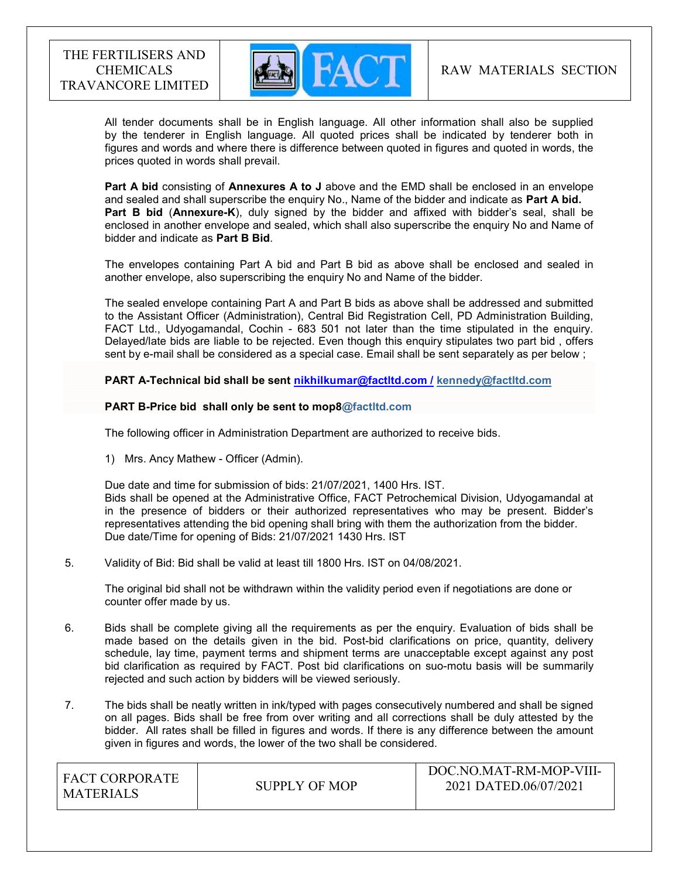All tender documents shall be in English language. All other information shall also be supplied by the tenderer in English language. All quoted prices shall be indicated by tenderer both in figures and words and where there is difference between quoted in figures and quoted in words, the prices quoted in words shall prevail.

**Part A bid** consisting of **Annexures A to J** above and the EMD shall be enclosed in an envelope and sealed and shall superscribe the enquiry No., Name of the bidder and indicate as **Part A bid.** **Part B bid** (**Annexure-K**), duly signed by the bidder and affixed with bidder's seal, shall be enclosed in another envelope and sealed, which shall also superscribe the enquiry No and Name of bidder and indicate as **Part B Bid**.

The envelopes containing Part A bid and Part B bid as above shall be enclosed and sealed in another envelope, also superscribing the enquiry No and Name of the bidder.

The sealed envelope containing Part A and Part B bids as above shall be addressed and submitted to the Assistant Officer (Administration), Central Bid Registration Cell, PD Administration Building, FACT Ltd., Udyogamandal, Cochin - 683 501 not later than the time stipulated in the enquiry. Delayed/late bids are liable to be rejected. Even though this enquiry stipulates two part bid , offers sent by e-mail shall be considered as a special case. Email shall be sent separately as per below ;

**PART A-Technical bid shall be sent nikhilkumar@factltd.com / kennedy@factltd.com**

**PART B-Price bid shall only be sent to mop8@factltd.com**

The following officer in Administration Department are authorized to receive bids.

1) Mrs. Ancy Mathew - Officer (Admin).

Due date and time for submission of bids: 21/07/2021, 1400 Hrs. IST.
Bids shall be opened at the Administrative Office, FACT Petrochemical Division, Udyogamandal at in the presence of bidders or their authorized representatives who may be present. Bidder's representatives attending the bid opening shall bring with them the authorization from the bidder.
Due date/Time for opening of Bids: 21/07/2021 1430 Hrs. IST

5. Validity of Bid: Bid shall be valid at least till 1800 Hrs. IST on 04/08/2021.

   The original bid shall not be withdrawn within the validity period even if negotiations are done or counter offer made by us.

6. Bids shall be complete giving all the requirements as per the enquiry. Evaluation of bids shall be made based on the details given in the bid. Post-bid clarifications on price, quantity, delivery schedule, lay time, payment terms and shipment terms are unacceptable except against any post bid clarification as required by FACT. Post bid clarifications on suo-motu basis will be summarily rejected and such action by bidders will be viewed seriously.

7. The bids shall be neatly written in ink/typed with pages consecutively numbered and shall be signed on all pages. Bids shall be free from over writing and all corrections shall be duly attested by the bidder. All rates shall be filled in figures and words. If there is any difference between the amount given in figures and words, the lower of the two shall be considered.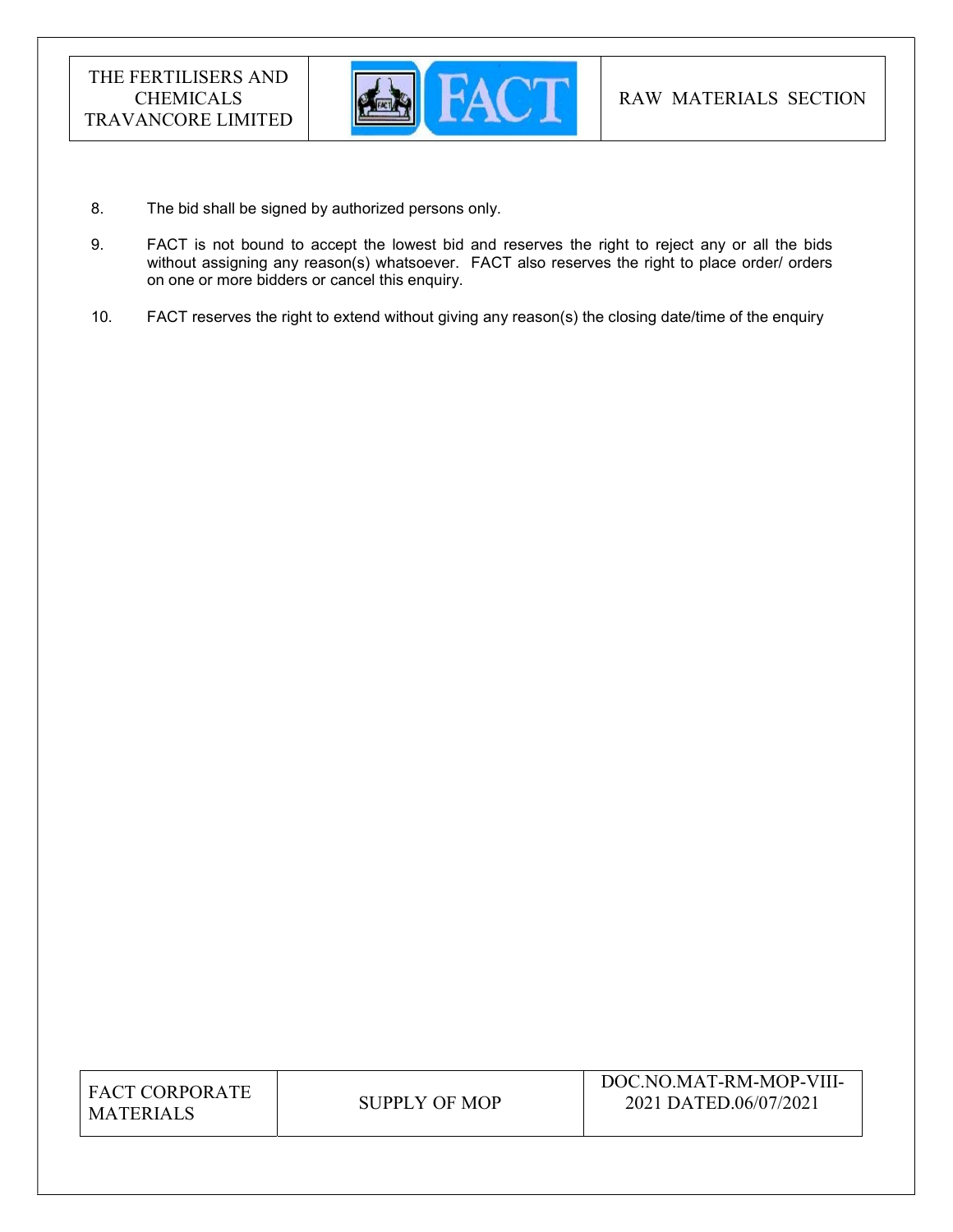8. The bid shall be signed by authorized persons only.

9. FACT is not bound to accept the lowest bid and reserves the right to reject any or all the bids without assigning any reason(s) whatsoever. FACT also reserves the right to place order/ orders on one or more bidders or cancel this enquiry.

10. FACT reserves the right to extend without giving any reason(s) the closing date/time of the enquiry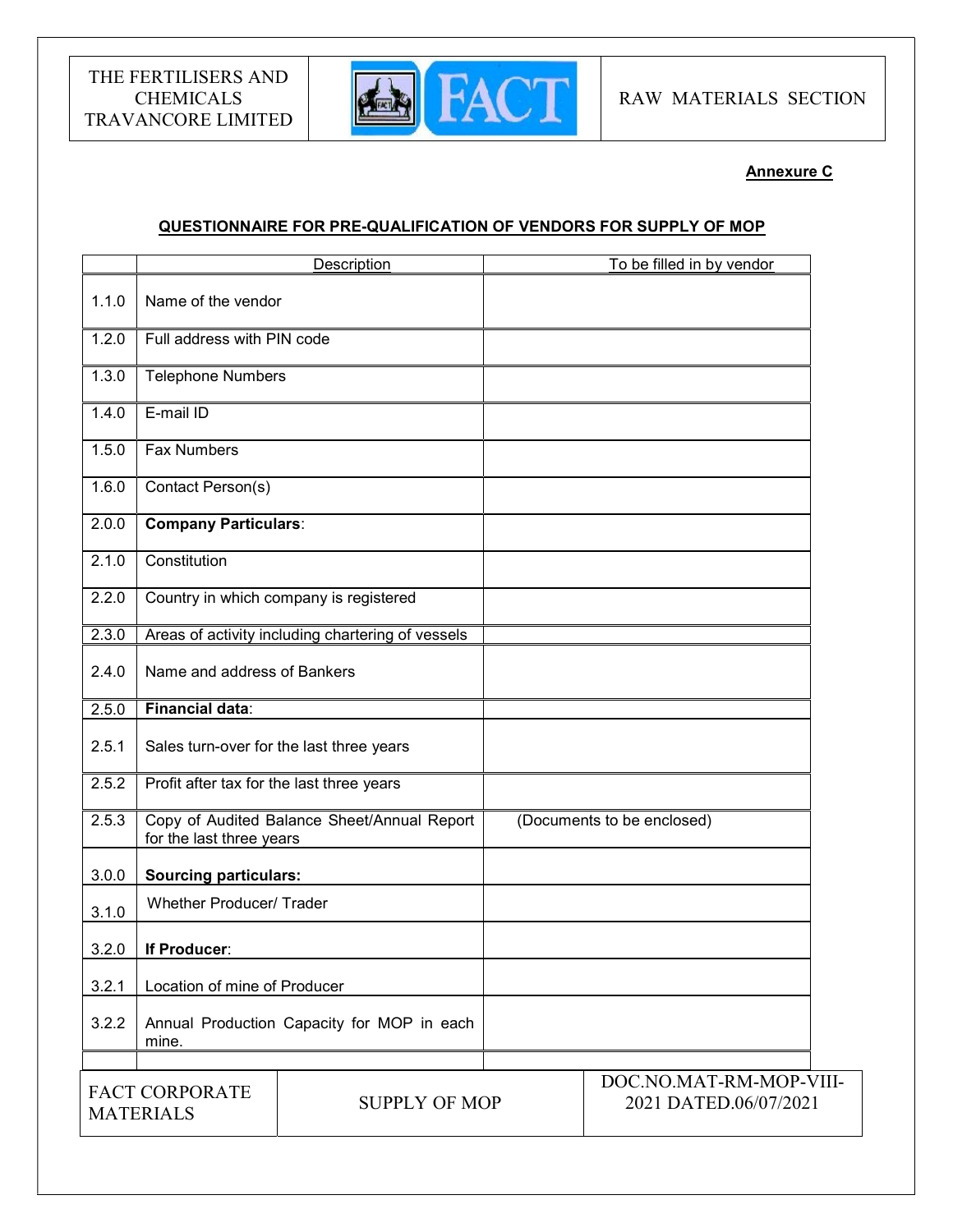**Annexure C**

**QUESTIONNAIRE FOR PRE-QUALIFICATION OF VENDORS FOR SUPPLY OF MOP**

| | Description | To be filled in by vendor |
|---|---|---|
| 1.1.0 | Name of the vendor | |
| 1.2.0 | Full address with PIN code | |
| 1.3.0 | Telephone Numbers | |
| 1.4.0 | E-mail ID | |
| 1.5.0 | Fax Numbers | |
| 1.6.0 | Contact Person(s) | |
| 2.0.0 | **Company Particulars**: | |
| 2.1.0 | Constitution | |
| 2.2.0 | Country in which company is registered | |
| 2.3.0 | Areas of activity including chartering of vessels | |
| 2.4.0 | Name and address of Bankers | |
| 2.5.0 | **Financial data**: | |
| 2.5.1 | Sales turn-over for the last three years | |
| 2.5.2 | Profit after tax for the last three years | |
| 2.5.3 | Copy of Audited Balance Sheet/Annual Report for the last three years | (Documents to be enclosed) |
| 3.0.0 | **Sourcing particulars:** | |
| 3.1.0 | Whether Producer/ Trader | |
| 3.2.0 | **If Producer**: | |
| 3.2.1 | Location of mine of Producer | |
| 3.2.2 | Annual Production Capacity for MOP in each mine. | |
| | | |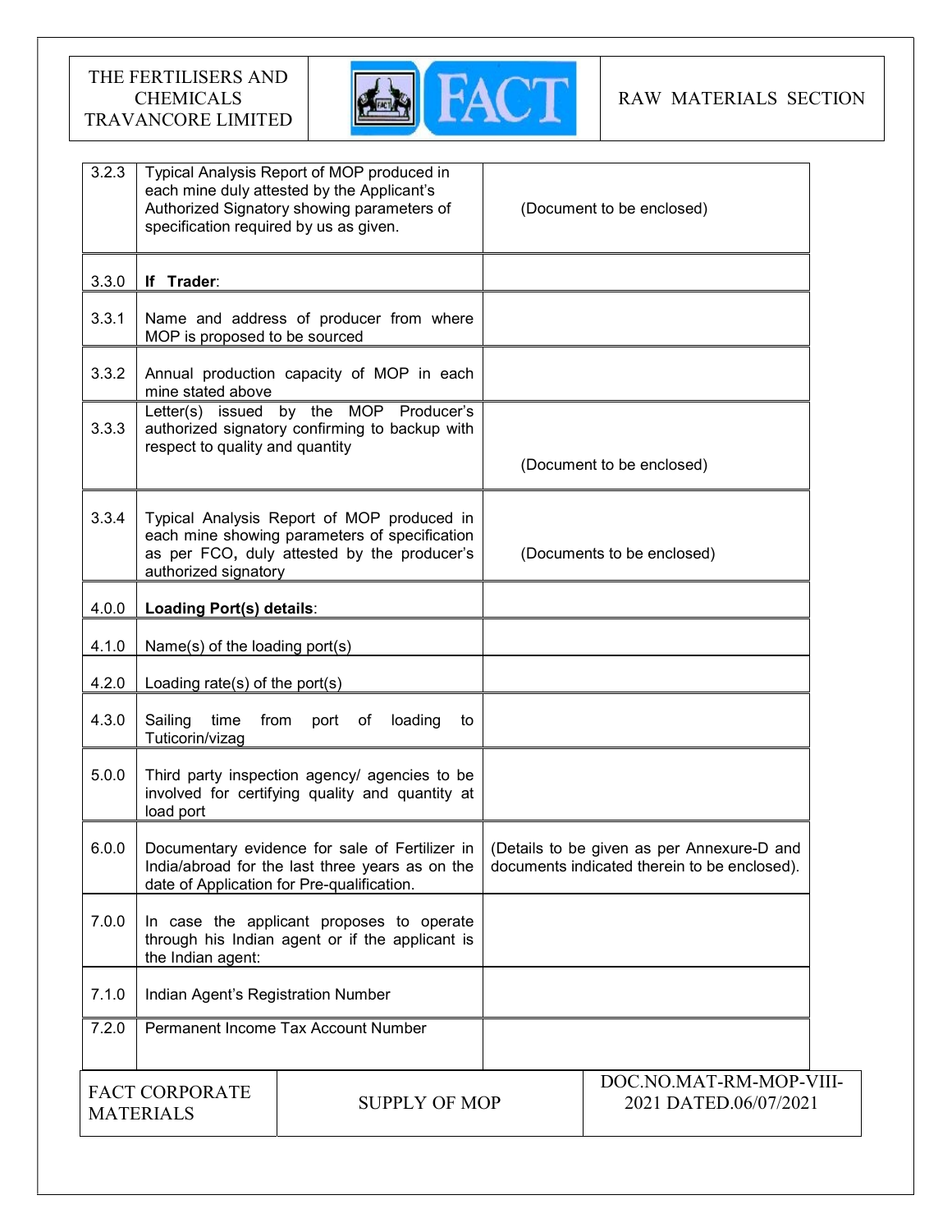| | | |
|---|---|---|
| 3.2.3 | Typical Analysis Report of MOP produced in each mine duly attested by the Applicant's Authorized Signatory showing parameters of specification required by us as given. | (Document to be enclosed) |
| 3.3.0 | **If Trader**: | |
| 3.3.1 | Name and address of producer from where MOP is proposed to be sourced | |
| 3.3.2 | Annual production capacity of MOP in each mine stated above | |
| 3.3.3 | Letter(s) issued by the MOP Producer's authorized signatory confirming to backup with respect to quality and quantity | (Document to be enclosed) |
| 3.3.4 | Typical Analysis Report of MOP produced in each mine showing parameters of specification as per FCO, duly attested by the producer's authorized signatory | (Documents to be enclosed) |
| 4.0.0 | **Loading Port(s) details**: | |
| 4.1.0 | Name(s) of the loading port(s) | |
| 4.2.0 | Loading rate(s) of the port(s) | |
| 4.3.0 | Sailing time from port of loading to Tuticorin/vizag | |
| 5.0.0 | Third party inspection agency/ agencies to be involved for certifying quality and quantity at load port | |
| 6.0.0 | Documentary evidence for sale of Fertilizer in India/abroad for the last three years as on the date of Application for Pre-qualification. | (Details to be given as per Annexure-D and documents indicated therein to be enclosed). |
| 7.0.0 | In case the applicant proposes to operate through his Indian agent or if the applicant is the Indian agent: | |
| 7.1.0 | Indian Agent's Registration Number | |
| 7.2.0 | Permanent Income Tax Account Number | |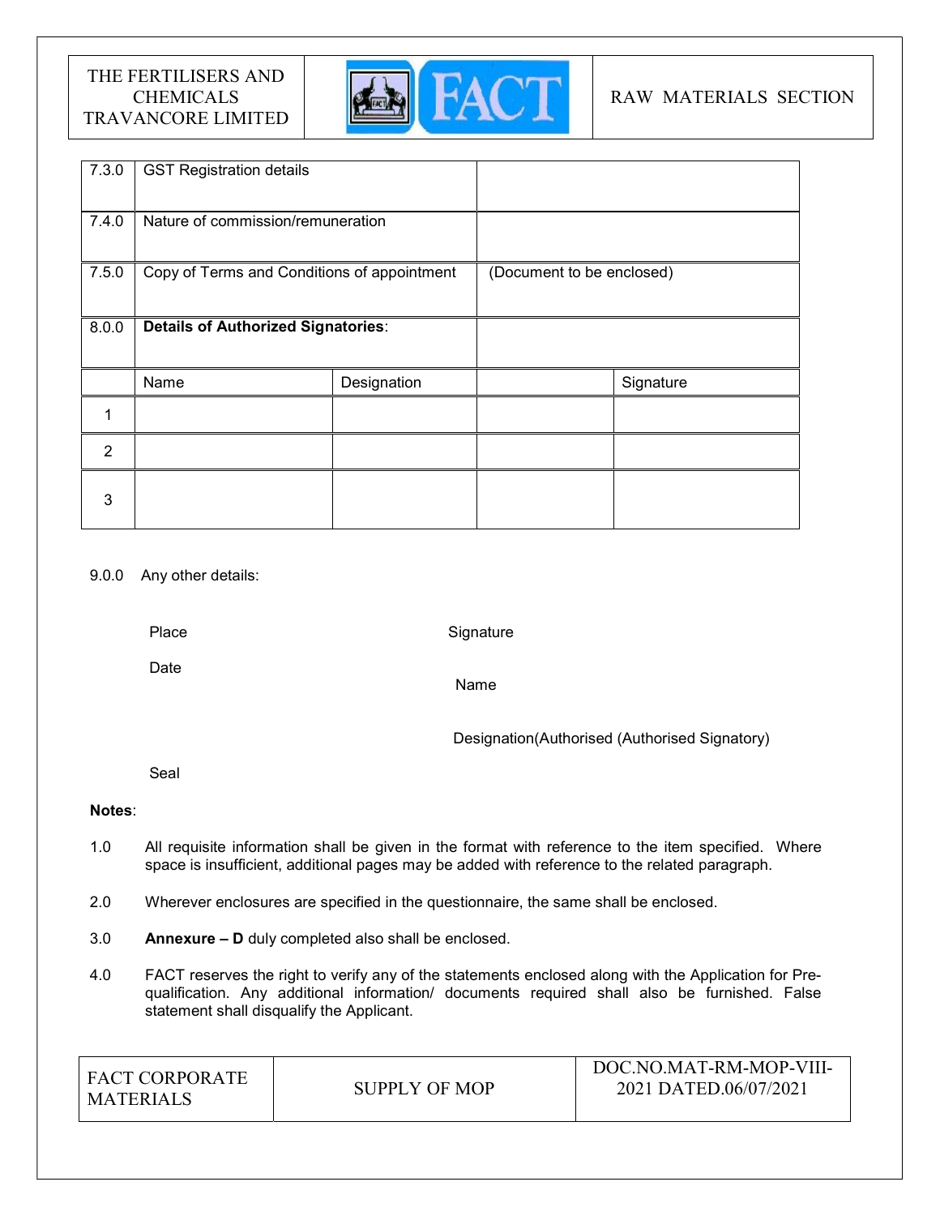| | | |
|---|---|---|
| 7.3.0 | GST Registration details | |
| 7.4.0 | Nature of commission/remuneration | |
| 7.5.0 | Copy of Terms and Conditions of appointment | (Document to be enclosed) |
| 8.0.0 | **Details of Authorized Signatories**: | |

| | Name | Designation | | Signature |
|---|---|---|---|---|
| 1 | | | | |
| 2 | | | | |
| 3 | | | | |

9.0.0 Any other details:

Place

Signature

Date

Name

Designation(Authorised (Authorised Signatory)

Seal

**Notes**:

1.0 All requisite information shall be given in the format with reference to the item specified. Where space is insufficient, additional pages may be added with reference to the related paragraph.

2.0 Wherever enclosures are specified in the questionnaire, the same shall be enclosed.

3.0 **Annexure – D** duly completed also shall be enclosed.

4.0 FACT reserves the right to verify any of the statements enclosed along with the Application for Pre-qualification. Any additional information/ documents required shall also be furnished. False statement shall disqualify the Applicant.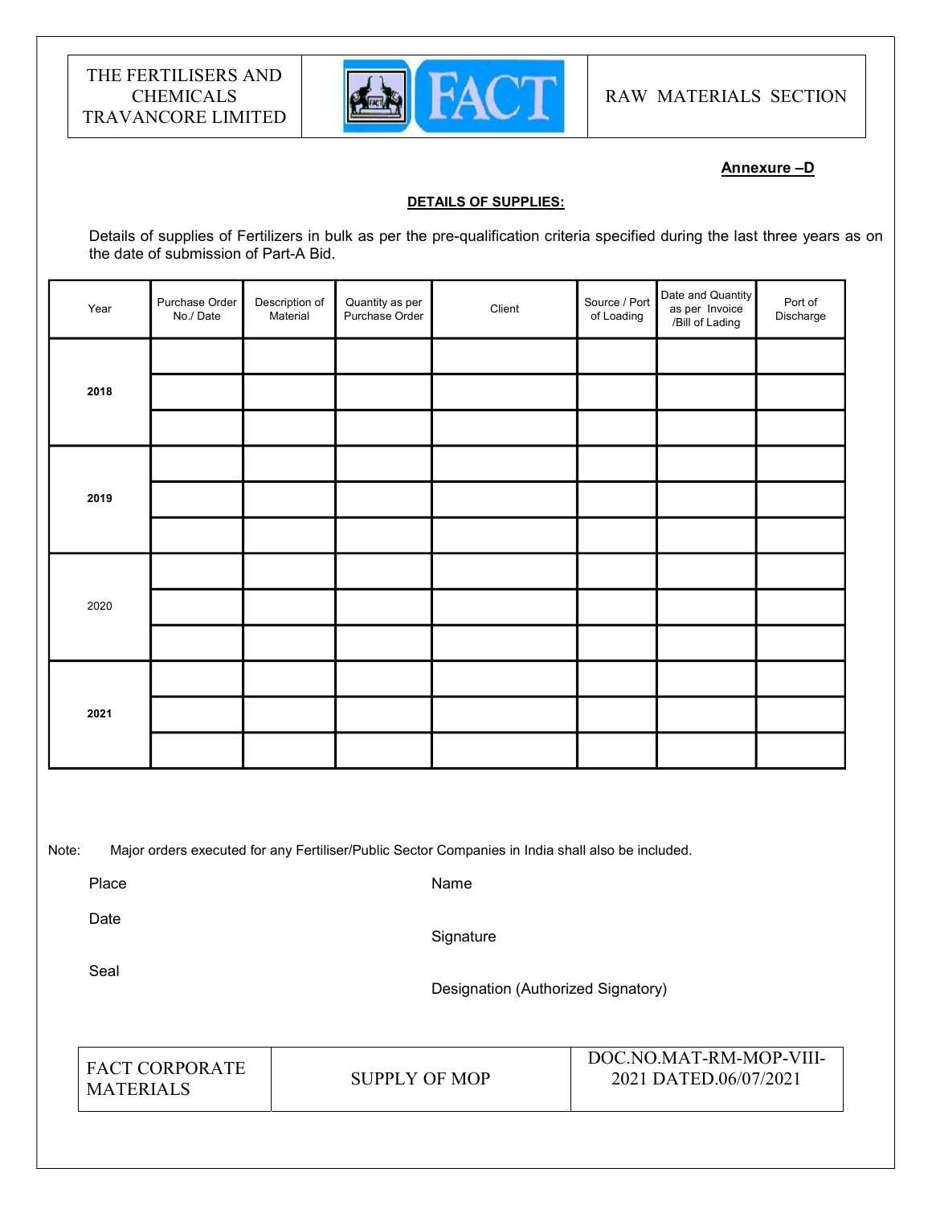**Annexure –D**

**DETAILS OF SUPPLIES:**

Details of supplies of Fertilizers in bulk as per the pre-qualification criteria specified during the last three years as on the date of submission of Part-A Bid.

| Year | Purchase Order No./ Date | Description of Material | Quantity as per Purchase Order | Client | Source / Port of Loading | Date and Quantity as per Invoice /Bill of Lading | Port of Discharge |
|---|---|---|---|---|---|---|---|
| **2018** | | | | | | | |
| | | | | | | | |
| | | | | | | | |
| **2019** | | | | | | | |
| | | | | | | | |
| | | | | | | | |
| 2020 | | | | | | | |
| | | | | | | | |
| | | | | | | | |
| **2021** | | | | | | | |
| | | | | | | | |
| | | | | | | | |

Note: Major orders executed for any Fertiliser/Public Sector Companies in India shall also be included.

Place

Date

Seal

Name

Signature

Designation (Authorized Signatory)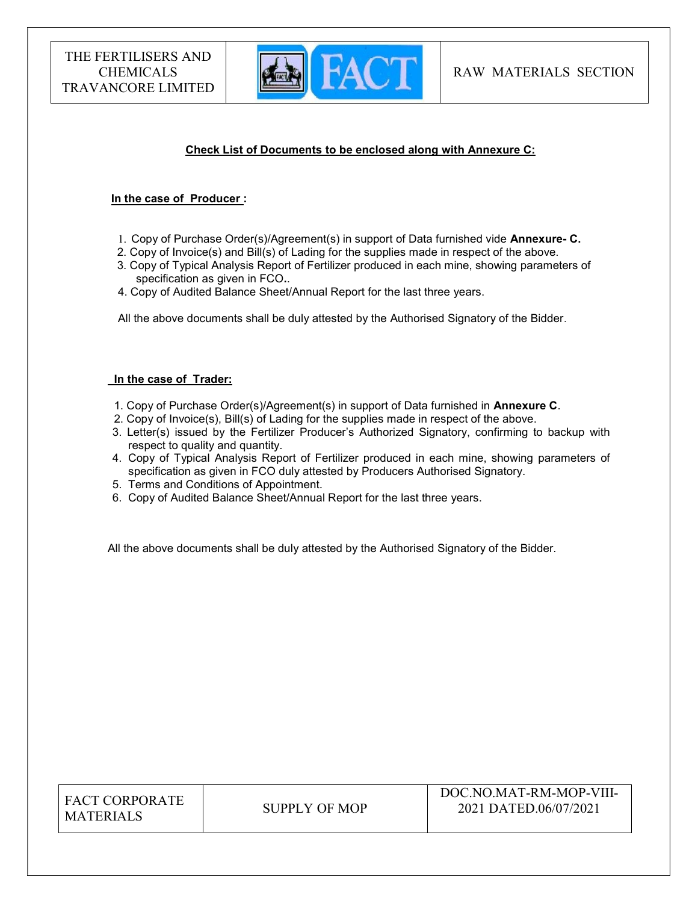**Check List of Documents to be enclosed along with Annexure C:**

**In the case of Producer :**

1. Copy of Purchase Order(s)/Agreement(s) in support of Data furnished vide **Annexure- C.**
2. Copy of Invoice(s) and Bill(s) of Lading for the supplies made in respect of the above.
3. Copy of Typical Analysis Report of Fertilizer produced in each mine, showing parameters of specification as given in FCO**..**
4. Copy of Audited Balance Sheet/Annual Report for the last three years.

All the above documents shall be duly attested by the Authorised Signatory of the Bidder.

**In the case of Trader:**

1. Copy of Purchase Order(s)/Agreement(s) in support of Data furnished in **Annexure C**.
2. Copy of Invoice(s), Bill(s) of Lading for the supplies made in respect of the above.
3. Letter(s) issued by the Fertilizer Producer's Authorized Signatory, confirming to backup with respect to quality and quantity.
4. Copy of Typical Analysis Report of Fertilizer produced in each mine, showing parameters of specification as given in FCO duly attested by Producers Authorised Signatory.
5. Terms and Conditions of Appointment.
6. Copy of Audited Balance Sheet/Annual Report for the last three years.

All the above documents shall be duly attested by the Authorised Signatory of the Bidder.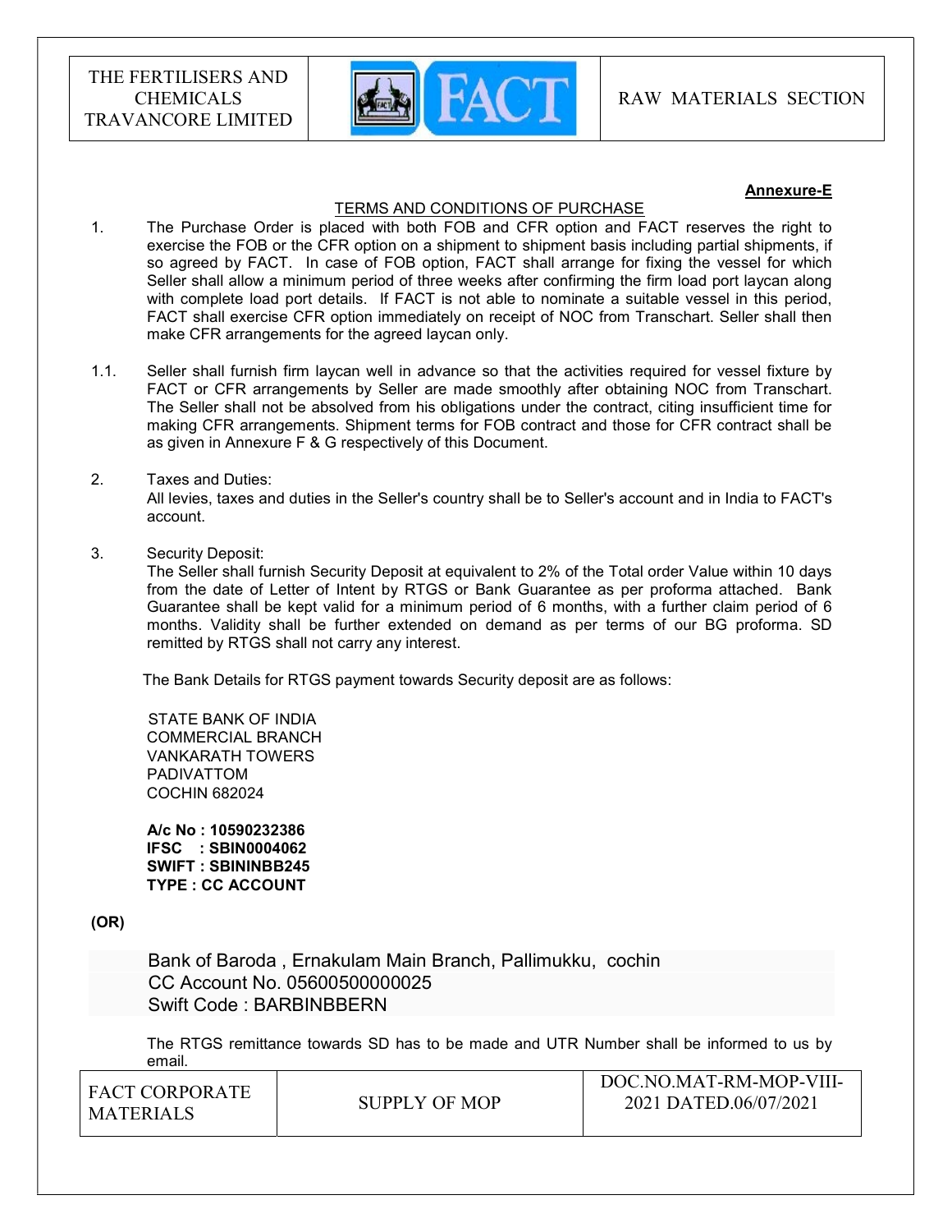**Annexure-E**

TERMS AND CONDITIONS OF PURCHASE

1. The Purchase Order is placed with both FOB and CFR option and FACT reserves the right to exercise the FOB or the CFR option on a shipment to shipment basis including partial shipments, if so agreed by FACT. In case of FOB option, FACT shall arrange for fixing the vessel for which Seller shall allow a minimum period of three weeks after confirming the firm load port laycan along with complete load port details. If FACT is not able to nominate a suitable vessel in this period, FACT shall exercise CFR option immediately on receipt of NOC from Transchart. Seller shall then make CFR arrangements for the agreed laycan only.

1.1. Seller shall furnish firm laycan well in advance so that the activities required for vessel fixture by FACT or CFR arrangements by Seller are made smoothly after obtaining NOC from Transchart. The Seller shall not be absolved from his obligations under the contract, citing insufficient time for making CFR arrangements. Shipment terms for FOB contract and those for CFR contract shall be as given in Annexure F & G respectively of this Document.

2. Taxes and Duties:
All levies, taxes and duties in the Seller's country shall be to Seller's account and in India to FACT's account.

3. Security Deposit:
The Seller shall furnish Security Deposit at equivalent to 2% of the Total order Value within 10 days from the date of Letter of Intent by RTGS or Bank Guarantee as per proforma attached. Bank Guarantee shall be kept valid for a minimum period of 6 months, with a further claim period of 6 months. Validity shall be further extended on demand as per terms of our BG proforma. SD remitted by RTGS shall not carry any interest.

The Bank Details for RTGS payment towards Security deposit are as follows:

STATE BANK OF INDIA
COMMERCIAL BRANCH
VANKARATH TOWERS
PADIVATTOM
COCHIN 682024

**A/c No : 10590232386**
**IFSC : SBIN0004062**
**SWIFT : SBININBB245**
**TYPE : CC ACCOUNT**

**(OR)**

Bank of Baroda , Ernakulam Main Branch, Pallimukku, cochin
CC Account No. 05600500000025
Swift Code : BARBINBBERN

The RTGS remittance towards SD has to be made and UTR Number shall be informed to us by email.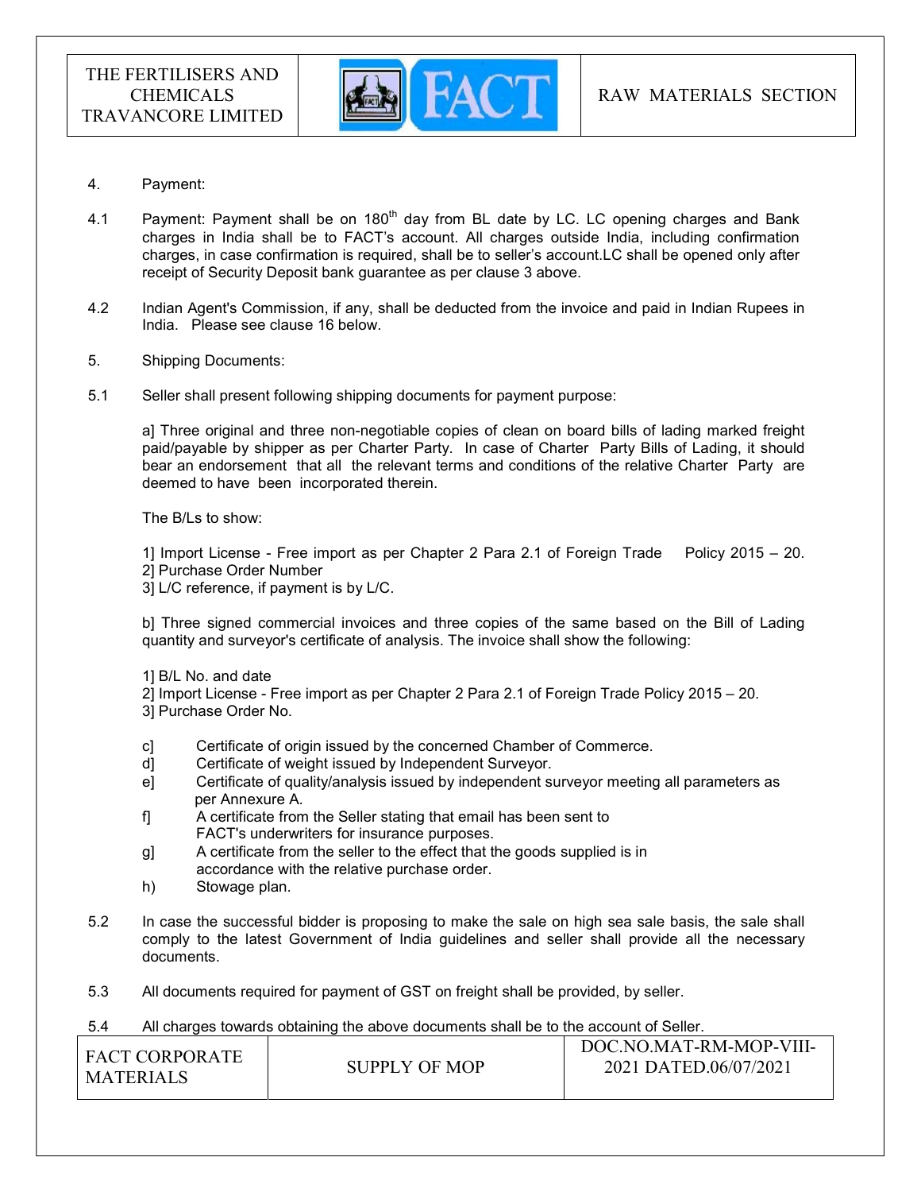4. Payment:

4.1 Payment: Payment shall be on 180th day from BL date by LC. LC opening charges and Bank charges in India shall be to FACT's account. All charges outside India, including confirmation charges, in case confirmation is required, shall be to seller's account.LC shall be opened only after receipt of Security Deposit bank guarantee as per clause 3 above.

4.2 Indian Agent's Commission, if any, shall be deducted from the invoice and paid in Indian Rupees in India. Please see clause 16 below.

5. Shipping Documents:

5.1 Seller shall present following shipping documents for payment purpose:

a] Three original and three non-negotiable copies of clean on board bills of lading marked freight paid/payable by shipper as per Charter Party. In case of Charter Party Bills of Lading, it should bear an endorsement that all the relevant terms and conditions of the relative Charter Party are deemed to have been incorporated therein.

The B/Ls to show:

1] Import License - Free import as per Chapter 2 Para 2.1 of Foreign Trade Policy 2015 – 20.
2] Purchase Order Number
3] L/C reference, if payment is by L/C.

b] Three signed commercial invoices and three copies of the same based on the Bill of Lading quantity and surveyor's certificate of analysis. The invoice shall show the following:

1] B/L No. and date
2] Import License - Free import as per Chapter 2 Para 2.1 of Foreign Trade Policy 2015 – 20.
3] Purchase Order No.

c] Certificate of origin issued by the concerned Chamber of Commerce.
d] Certificate of weight issued by Independent Surveyor.
e] Certificate of quality/analysis issued by independent surveyor meeting all parameters as per Annexure A.
f] A certificate from the Seller stating that email has been sent to FACT's underwriters for insurance purposes.
g] A certificate from the seller to the effect that the goods supplied is in accordance with the relative purchase order.
h) Stowage plan.

5.2 In case the successful bidder is proposing to make the sale on high sea sale basis, the sale shall comply to the latest Government of India guidelines and seller shall provide all the necessary documents.

5.3 All documents required for payment of GST on freight shall be provided, by seller.

5.4 All charges towards obtaining the above documents shall be to the account of Seller.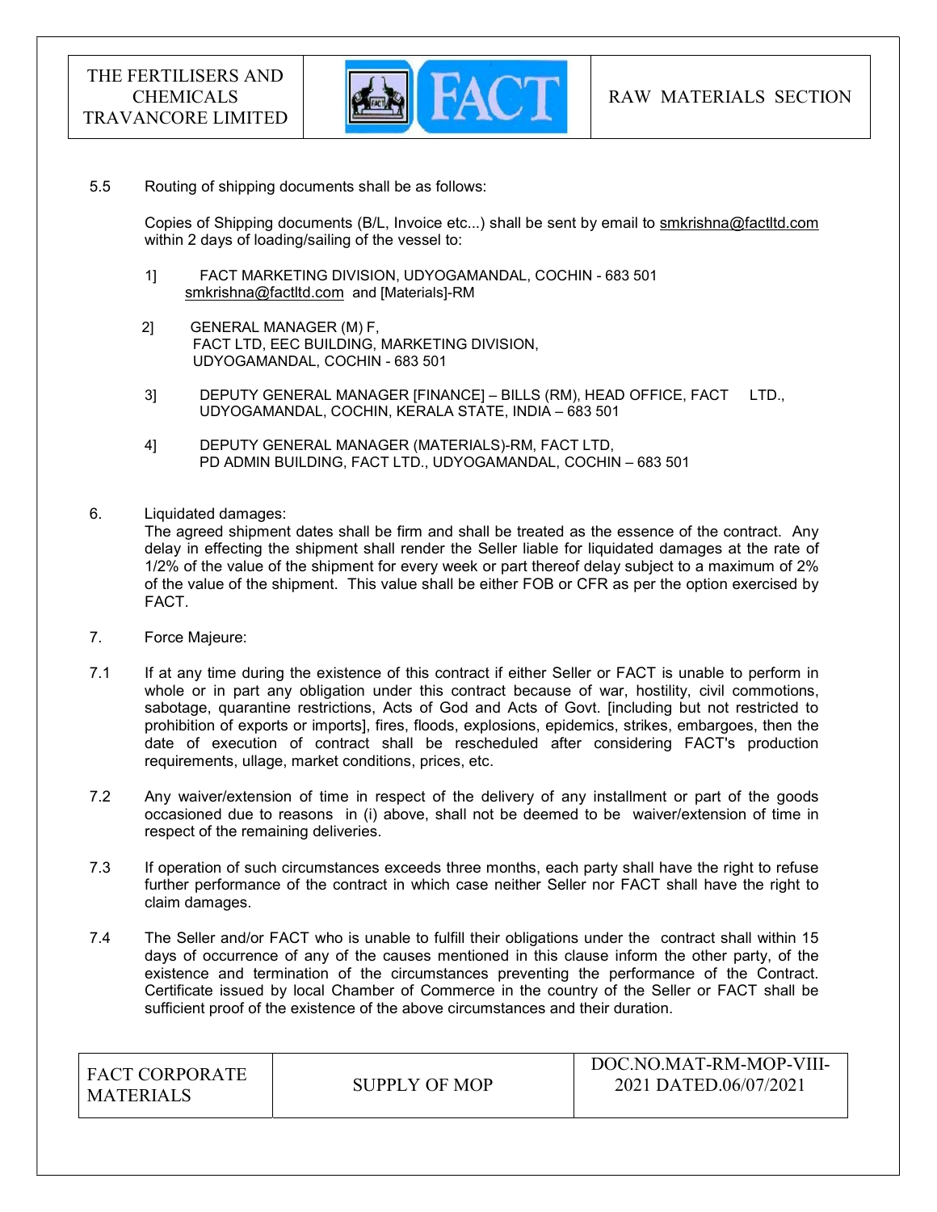5.5 Routing of shipping documents shall be as follows:

Copies of Shipping documents (B/L, Invoice etc...) shall be sent by email to smkrishna@factltd.com within 2 days of loading/sailing of the vessel to:

1] FACT MARKETING DIVISION, UDYOGAMANDAL, COCHIN - 683 501
smkrishna@factltd.com and [Materials]-RM

2] GENERAL MANAGER (M) F,
FACT LTD, EEC BUILDING, MARKETING DIVISION,
UDYOGAMANDAL, COCHIN - 683 501

3] DEPUTY GENERAL MANAGER [FINANCE] – BILLS (RM), HEAD OFFICE, FACT LTD., UDYOGAMANDAL, COCHIN, KERALA STATE, INDIA – 683 501

4] DEPUTY GENERAL MANAGER (MATERIALS)-RM, FACT LTD,
PD ADMIN BUILDING, FACT LTD., UDYOGAMANDAL, COCHIN – 683 501

6. Liquidated damages:
The agreed shipment dates shall be firm and shall be treated as the essence of the contract. Any delay in effecting the shipment shall render the Seller liable for liquidated damages at the rate of 1/2% of the value of the shipment for every week or part thereof delay subject to a maximum of 2% of the value of the shipment. This value shall be either FOB or CFR as per the option exercised by FACT.

7. Force Majeure:

7.1 If at any time during the existence of this contract if either Seller or FACT is unable to perform in whole or in part any obligation under this contract because of war, hostility, civil commotions, sabotage, quarantine restrictions, Acts of God and Acts of Govt. [including but not restricted to prohibition of exports or imports], fires, floods, explosions, epidemics, strikes, embargoes, then the date of execution of contract shall be rescheduled after considering FACT's production requirements, ullage, market conditions, prices, etc.

7.2 Any waiver/extension of time in respect of the delivery of any installment or part of the goods occasioned due to reasons in (i) above, shall not be deemed to be waiver/extension of time in respect of the remaining deliveries.

7.3 If operation of such circumstances exceeds three months, each party shall have the right to refuse further performance of the contract in which case neither Seller nor FACT shall have the right to claim damages.

7.4 The Seller and/or FACT who is unable to fulfill their obligations under the contract shall within 15 days of occurrence of any of the causes mentioned in this clause inform the other party, of the existence and termination of the circumstances preventing the performance of the Contract. Certificate issued by local Chamber of Commerce in the country of the Seller or FACT shall be sufficient proof of the existence of the above circumstances and their duration.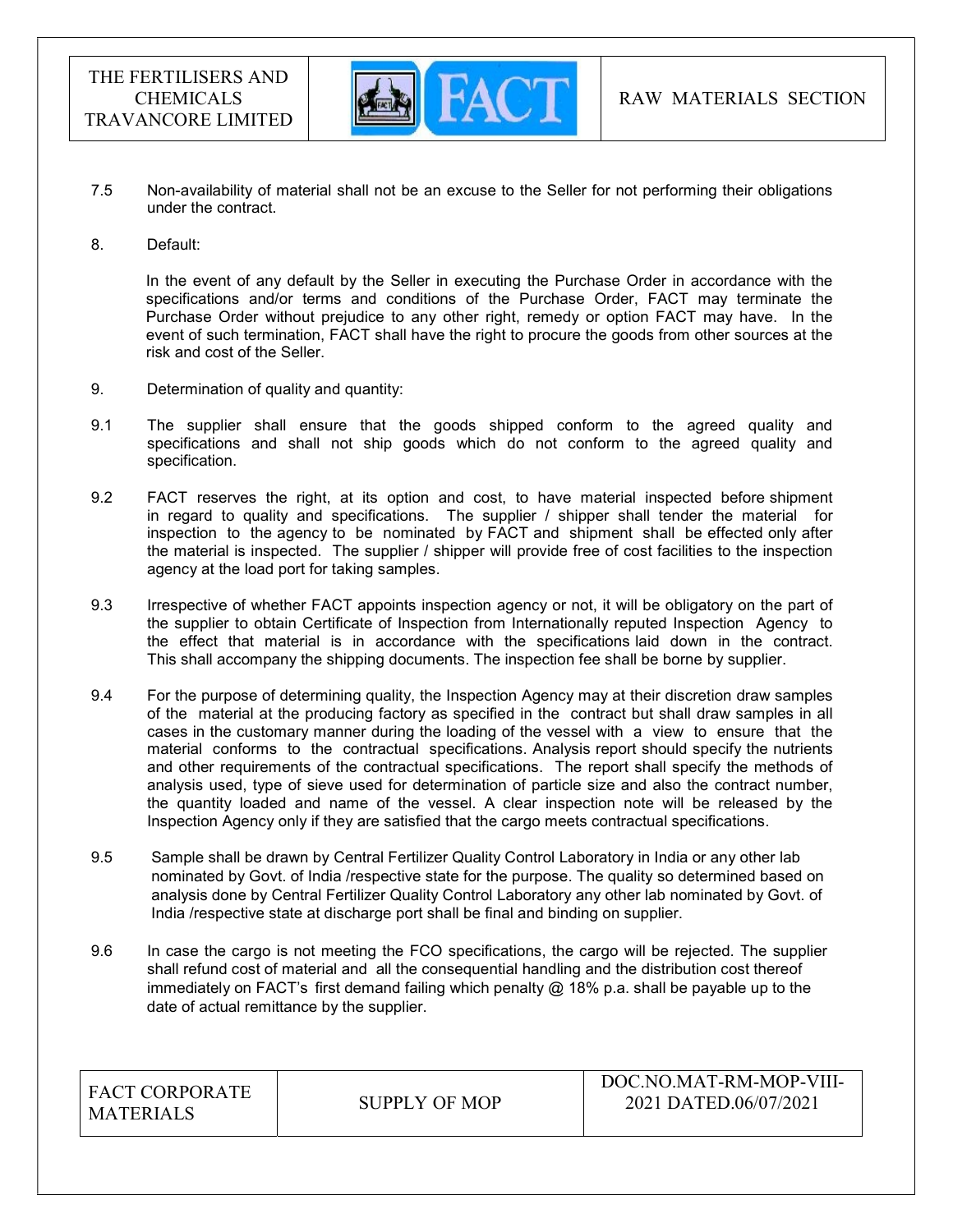7.5 Non-availability of material shall not be an excuse to the Seller for not performing their obligations under the contract.

8. Default:

In the event of any default by the Seller in executing the Purchase Order in accordance with the specifications and/or terms and conditions of the Purchase Order, FACT may terminate the Purchase Order without prejudice to any other right, remedy or option FACT may have. In the event of such termination, FACT shall have the right to procure the goods from other sources at the risk and cost of the Seller.

9. Determination of quality and quantity:

9.1 The supplier shall ensure that the goods shipped conform to the agreed quality and specifications and shall not ship goods which do not conform to the agreed quality and specification.

9.2 FACT reserves the right, at its option and cost, to have material inspected before shipment in regard to quality and specifications. The supplier / shipper shall tender the material for inspection to the agency to be nominated by FACT and shipment shall be effected only after the material is inspected. The supplier / shipper will provide free of cost facilities to the inspection agency at the load port for taking samples.

9.3 Irrespective of whether FACT appoints inspection agency or not, it will be obligatory on the part of the supplier to obtain Certificate of Inspection from Internationally reputed Inspection Agency to the effect that material is in accordance with the specifications laid down in the contract. This shall accompany the shipping documents. The inspection fee shall be borne by supplier.

9.4 For the purpose of determining quality, the Inspection Agency may at their discretion draw samples of the material at the producing factory as specified in the contract but shall draw samples in all cases in the customary manner during the loading of the vessel with a view to ensure that the material conforms to the contractual specifications. Analysis report should specify the nutrients and other requirements of the contractual specifications. The report shall specify the methods of analysis used, type of sieve used for determination of particle size and also the contract number, the quantity loaded and name of the vessel. A clear inspection note will be released by the Inspection Agency only if they are satisfied that the cargo meets contractual specifications.

9.5 Sample shall be drawn by Central Fertilizer Quality Control Laboratory in India or any other lab nominated by Govt. of India /respective state for the purpose. The quality so determined based on analysis done by Central Fertilizer Quality Control Laboratory any other lab nominated by Govt. of India /respective state at discharge port shall be final and binding on supplier.

9.6 In case the cargo is not meeting the FCO specifications, the cargo will be rejected. The supplier shall refund cost of material and all the consequential handling and the distribution cost thereof immediately on FACT's first demand failing which penalty @ 18% p.a. shall be payable up to the date of actual remittance by the supplier.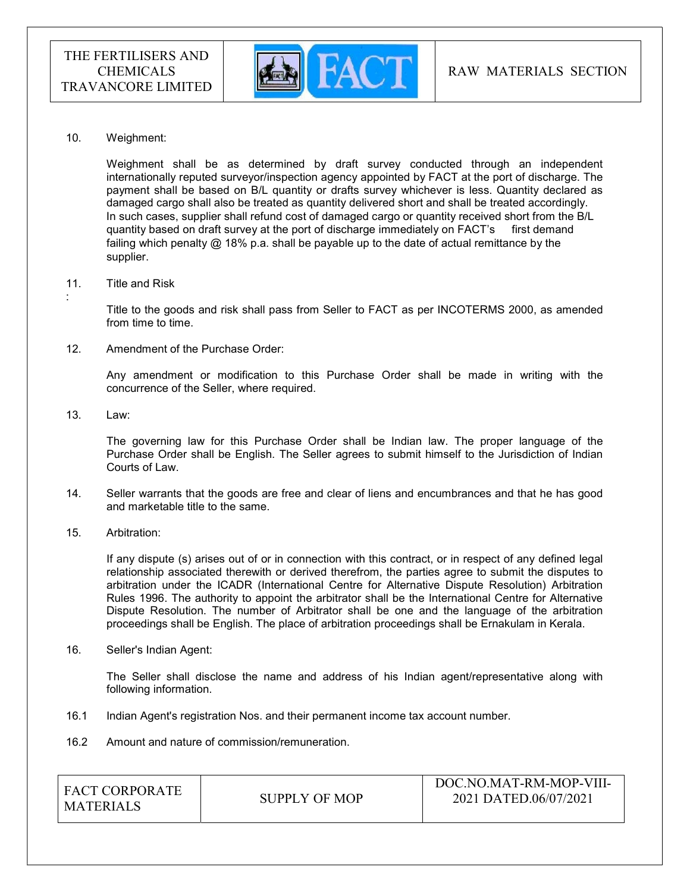10. Weighment:

Weighment shall be as determined by draft survey conducted through an independent internationally reputed surveyor/inspection agency appointed by FACT at the port of discharge. The payment shall be based on B/L quantity or drafts survey whichever is less. Quantity declared as damaged cargo shall also be treated as quantity delivered short and shall be treated accordingly. In such cases, supplier shall refund cost of damaged cargo or quantity received short from the B/L quantity based on draft survey at the port of discharge immediately on FACT's first demand failing which penalty @ 18% p.a. shall be payable up to the date of actual remittance by the supplier.

11. Title and Risk :

Title to the goods and risk shall pass from Seller to FACT as per INCOTERMS 2000, as amended from time to time.

12. Amendment of the Purchase Order:

Any amendment or modification to this Purchase Order shall be made in writing with the concurrence of the Seller, where required.

13. Law:

The governing law for this Purchase Order shall be Indian law. The proper language of the Purchase Order shall be English. The Seller agrees to submit himself to the Jurisdiction of Indian Courts of Law.

14. Seller warrants that the goods are free and clear of liens and encumbrances and that he has good and marketable title to the same.

15. Arbitration:

If any dispute (s) arises out of or in connection with this contract, or in respect of any defined legal relationship associated therewith or derived therefrom, the parties agree to submit the disputes to arbitration under the ICADR (International Centre for Alternative Dispute Resolution) Arbitration Rules 1996. The authority to appoint the arbitrator shall be the International Centre for Alternative Dispute Resolution. The number of Arbitrator shall be one and the language of the arbitration proceedings shall be English. The place of arbitration proceedings shall be Ernakulam in Kerala.

16. Seller's Indian Agent:

The Seller shall disclose the name and address of his Indian agent/representative along with following information.

16.1 Indian Agent's registration Nos. and their permanent income tax account number.

16.2 Amount and nature of commission/remuneration.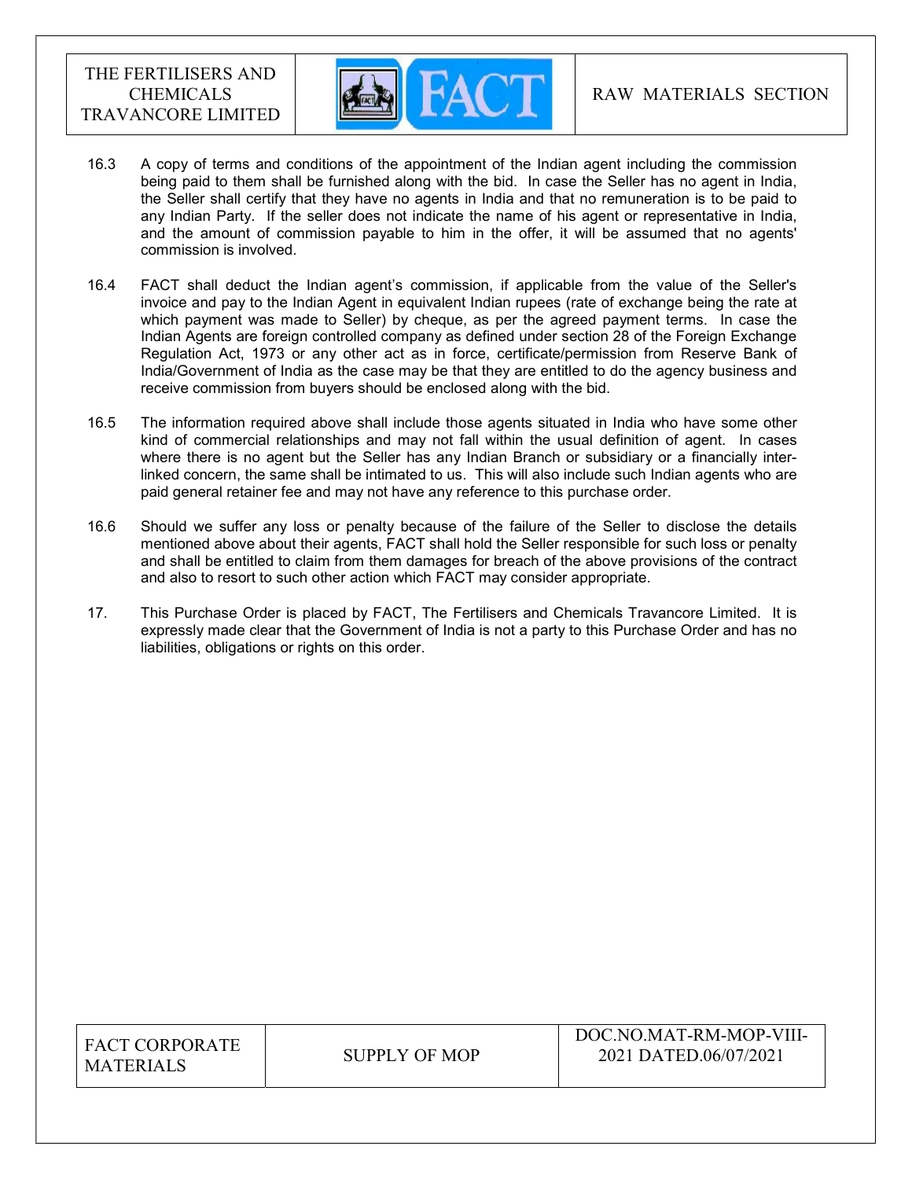16.3 A copy of terms and conditions of the appointment of the Indian agent including the commission being paid to them shall be furnished along with the bid. In case the Seller has no agent in India, the Seller shall certify that they have no agents in India and that no remuneration is to be paid to any Indian Party. If the seller does not indicate the name of his agent or representative in India, and the amount of commission payable to him in the offer, it will be assumed that no agents' commission is involved.

16.4 FACT shall deduct the Indian agent's commission, if applicable from the value of the Seller's invoice and pay to the Indian Agent in equivalent Indian rupees (rate of exchange being the rate at which payment was made to Seller) by cheque, as per the agreed payment terms. In case the Indian Agents are foreign controlled company as defined under section 28 of the Foreign Exchange Regulation Act, 1973 or any other act as in force, certificate/permission from Reserve Bank of India/Government of India as the case may be that they are entitled to do the agency business and receive commission from buyers should be enclosed along with the bid.

16.5 The information required above shall include those agents situated in India who have some other kind of commercial relationships and may not fall within the usual definition of agent. In cases where there is no agent but the Seller has any Indian Branch or subsidiary or a financially inter-linked concern, the same shall be intimated to us. This will also include such Indian agents who are paid general retainer fee and may not have any reference to this purchase order.

16.6 Should we suffer any loss or penalty because of the failure of the Seller to disclose the details mentioned above about their agents, FACT shall hold the Seller responsible for such loss or penalty and shall be entitled to claim from them damages for breach of the above provisions of the contract and also to resort to such other action which FACT may consider appropriate.

17. This Purchase Order is placed by FACT, The Fertilisers and Chemicals Travancore Limited. It is expressly made clear that the Government of India is not a party to this Purchase Order and has no liabilities, obligations or rights on this order.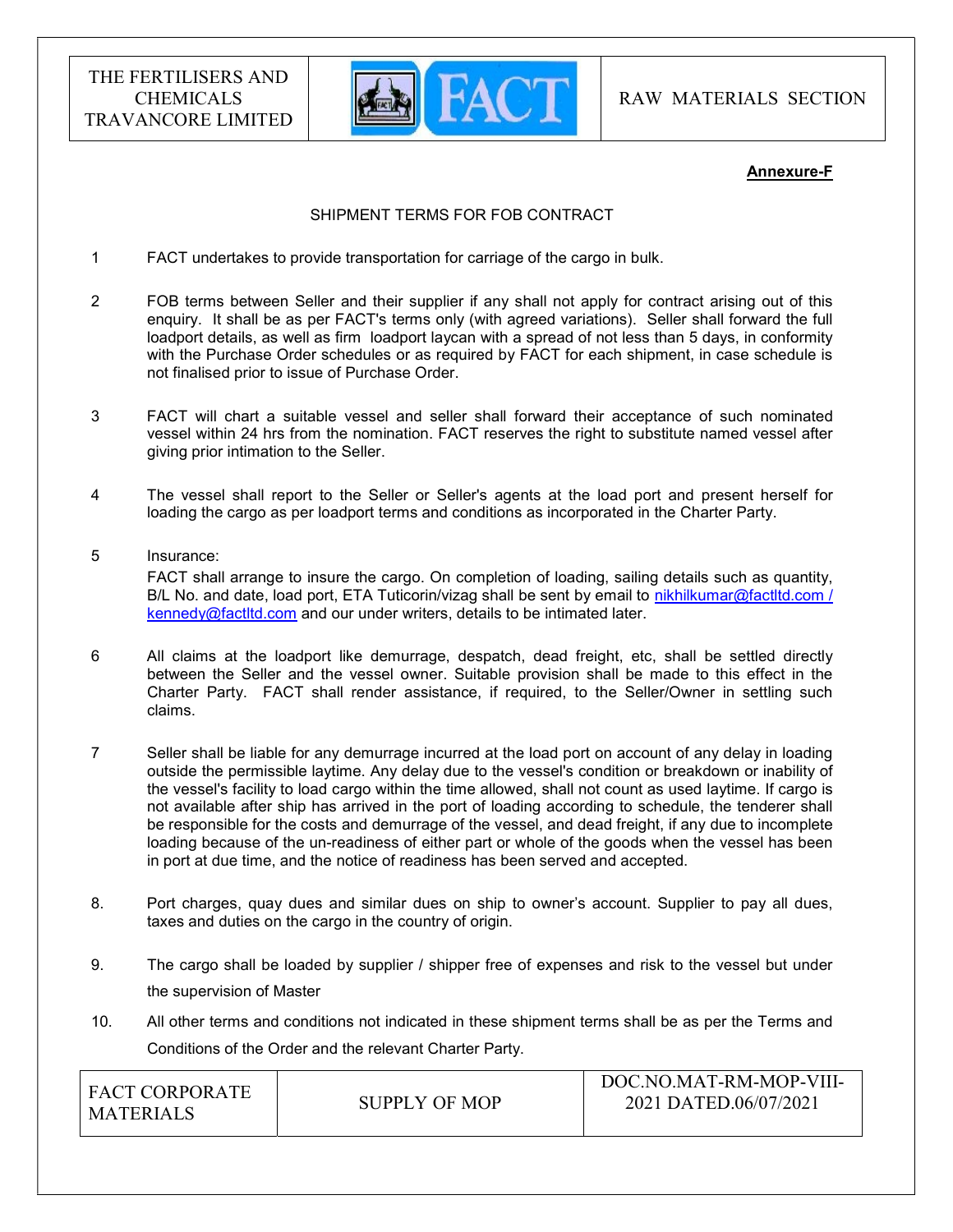**Annexure-F**

SHIPMENT TERMS FOR FOB CONTRACT

1. FACT undertakes to provide transportation for carriage of the cargo in bulk.

2. FOB terms between Seller and their supplier if any shall not apply for contract arising out of this enquiry. It shall be as per FACT's terms only (with agreed variations). Seller shall forward the full loadport details, as well as firm loadport laycan with a spread of not less than 5 days, in conformity with the Purchase Order schedules or as required by FACT for each shipment, in case schedule is not finalised prior to issue of Purchase Order.

3. FACT will chart a suitable vessel and seller shall forward their acceptance of such nominated vessel within 24 hrs from the nomination. FACT reserves the right to substitute named vessel after giving prior intimation to the Seller.

4. The vessel shall report to the Seller or Seller's agents at the load port and present herself for loading the cargo as per loadport terms and conditions as incorporated in the Charter Party.

5. Insurance:
   FACT shall arrange to insure the cargo. On completion of loading, sailing details such as quantity, B/L No. and date, load port, ETA Tuticorin/vizag shall be sent by email to nikhilkumar@factltd.com / kennedy@factltd.com and our under writers, details to be intimated later.

6. All claims at the loadport like demurrage, despatch, dead freight, etc, shall be settled directly between the Seller and the vessel owner. Suitable provision shall be made to this effect in the Charter Party. FACT shall render assistance, if required, to the Seller/Owner in settling such claims.

7. Seller shall be liable for any demurrage incurred at the load port on account of any delay in loading outside the permissible laytime. Any delay due to the vessel's condition or breakdown or inability of the vessel's facility to load cargo within the time allowed, shall not count as used laytime. If cargo is not available after ship has arrived in the port of loading according to schedule, the tenderer shall be responsible for the costs and demurrage of the vessel, and dead freight, if any due to incomplete loading because of the un-readiness of either part or whole of the goods when the vessel has been in port at due time, and the notice of readiness has been served and accepted.

8. Port charges, quay dues and similar dues on ship to owner's account. Supplier to pay all dues, taxes and duties on the cargo in the country of origin.

9. The cargo shall be loaded by supplier / shipper free of expenses and risk to the vessel but under the supervision of Master

10. All other terms and conditions not indicated in these shipment terms shall be as per the Terms and Conditions of the Order and the relevant Charter Party.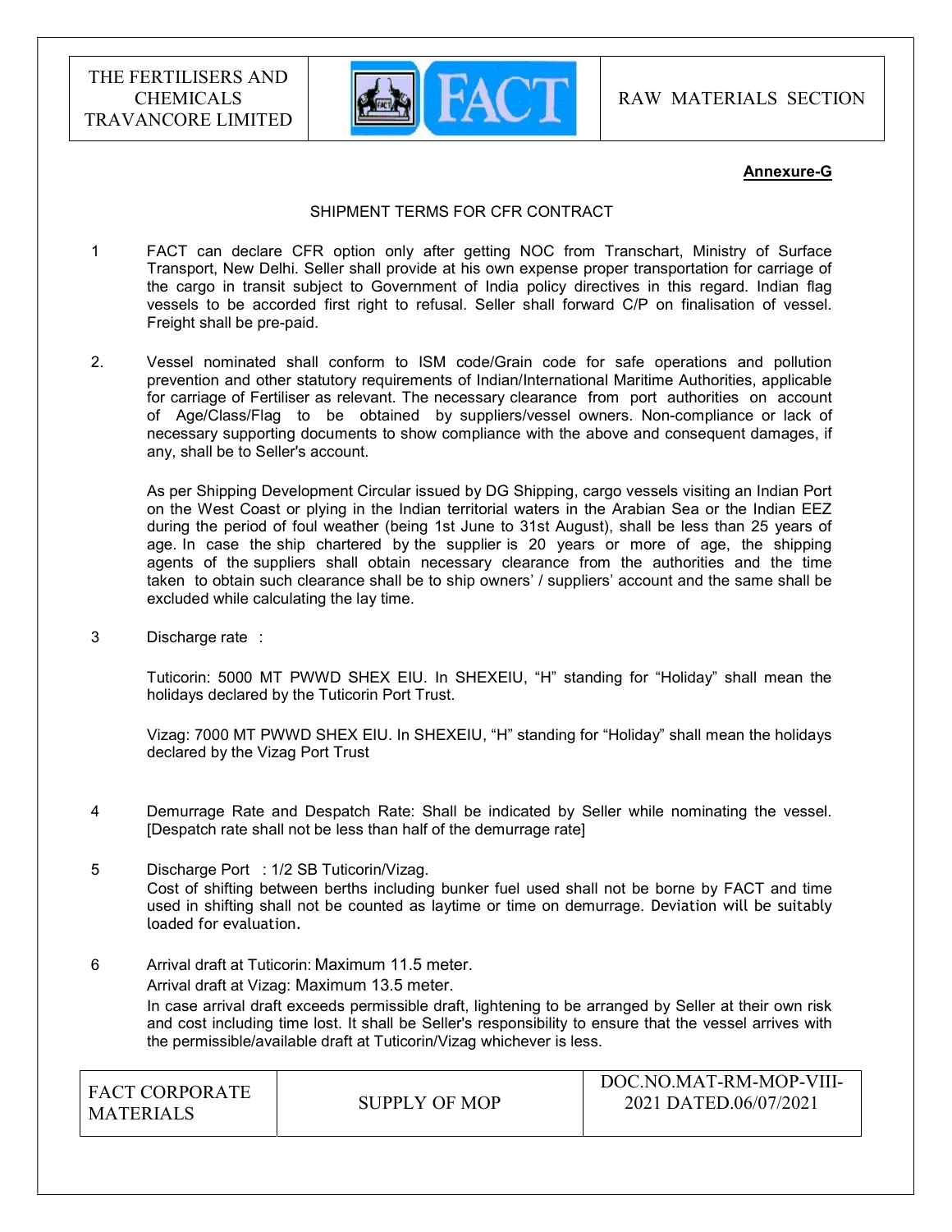**Annexure-G**

SHIPMENT TERMS FOR CFR CONTRACT

1. FACT can declare CFR option only after getting NOC from Transchart, Ministry of Surface Transport, New Delhi. Seller shall provide at his own expense proper transportation for carriage of the cargo in transit subject to Government of India policy directives in this regard. Indian flag vessels to be accorded first right to refusal. Seller shall forward C/P on finalisation of vessel. Freight shall be pre-paid.

2. Vessel nominated shall conform to ISM code/Grain code for safe operations and pollution prevention and other statutory requirements of Indian/International Maritime Authorities, applicable for carriage of Fertiliser as relevant. The necessary clearance from port authorities on account of Age/Class/Flag to be obtained by suppliers/vessel owners. Non-compliance or lack of necessary supporting documents to show compliance with the above and consequent damages, if any, shall be to Seller's account.

   As per Shipping Development Circular issued by DG Shipping, cargo vessels visiting an Indian Port on the West Coast or plying in the Indian territorial waters in the Arabian Sea or the Indian EEZ during the period of foul weather (being 1st June to 31st August), shall be less than 25 years of age. In case the ship chartered by the supplier is 20 years or more of age, the shipping agents of the suppliers shall obtain necessary clearance from the authorities and the time taken to obtain such clearance shall be to ship owners' / suppliers' account and the same shall be excluded while calculating the lay time.

3. Discharge rate :

   Tuticorin: 5000 MT PWWD SHEX EIU. In SHEXEIU, "H" standing for "Holiday" shall mean the holidays declared by the Tuticorin Port Trust.

   Vizag: 7000 MT PWWD SHEX EIU. In SHEXEIU, "H" standing for "Holiday" shall mean the holidays declared by the Vizag Port Trust

4. Demurrage Rate and Despatch Rate: Shall be indicated by Seller while nominating the vessel. [Despatch rate shall not be less than half of the demurrage rate]

5. Discharge Port : 1/2 SB Tuticorin/Vizag.
   Cost of shifting between berths including bunker fuel used shall not be borne by FACT and time used in shifting shall not be counted as laytime or time on demurrage. Deviation will be suitably loaded for evaluation.

6. Arrival draft at Tuticorin: Maximum 11.5 meter.
   Arrival draft at Vizag: Maximum 13.5 meter.
   In case arrival draft exceeds permissible draft, lightening to be arranged by Seller at their own risk and cost including time lost. It shall be Seller's responsibility to ensure that the vessel arrives with the permissible/available draft at Tuticorin/Vizag whichever is less.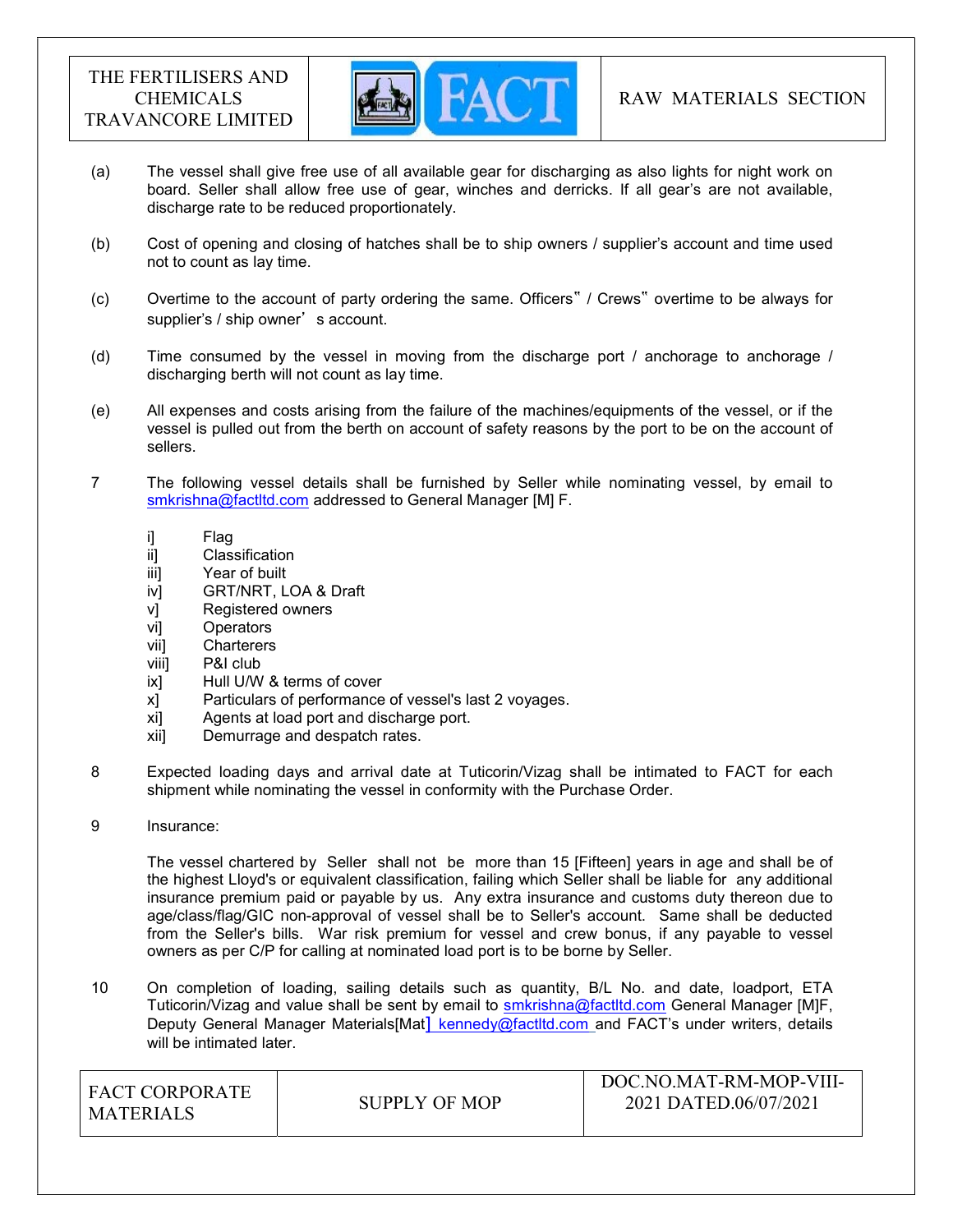(a) The vessel shall give free use of all available gear for discharging as also lights for night work on board. Seller shall allow free use of gear, winches and derricks. If all gear's are not available, discharge rate to be reduced proportionately.

(b) Cost of opening and closing of hatches shall be to ship owners / supplier's account and time used not to count as lay time.

(c) Overtime to the account of party ordering the same. Officers" / Crews" overtime to be always for supplier's / ship owner' s account.

(d) Time consumed by the vessel in moving from the discharge port / anchorage to anchorage / discharging berth will not count as lay time.

(e) All expenses and costs arising from the failure of the machines/equipments of the vessel, or if the vessel is pulled out from the berth on account of safety reasons by the port to be on the account of sellers.

7 The following vessel details shall be furnished by Seller while nominating vessel, by email to smkrishna@factltd.com addressed to General Manager [M] F.

i] Flag
ii] Classification
iii] Year of built
iv] GRT/NRT, LOA & Draft
v] Registered owners
vi] Operators
vii] Charterers
viii] P&I club
ix] Hull U/W & terms of cover
x] Particulars of performance of vessel's last 2 voyages.
xi] Agents at load port and discharge port.
xii] Demurrage and despatch rates.

8 Expected loading days and arrival date at Tuticorin/Vizag shall be intimated to FACT for each shipment while nominating the vessel in conformity with the Purchase Order.

9 Insurance:

The vessel chartered by Seller shall not be more than 15 [Fifteen] years in age and shall be of the highest Lloyd's or equivalent classification, failing which Seller shall be liable for any additional insurance premium paid or payable by us. Any extra insurance and customs duty thereon due to age/class/flag/GIC non-approval of vessel shall be to Seller's account. Same shall be deducted from the Seller's bills. War risk premium for vessel and crew bonus, if any payable to vessel owners as per C/P for calling at nominated load port is to be borne by Seller.

10 On completion of loading, sailing details such as quantity, B/L No. and date, loadport, ETA Tuticorin/Vizag and value shall be sent by email to smkrishna@factltd.com General Manager [M]F, Deputy General Manager Materials[Mat] kennedy@factltd.com and FACT's under writers, details will be intimated later.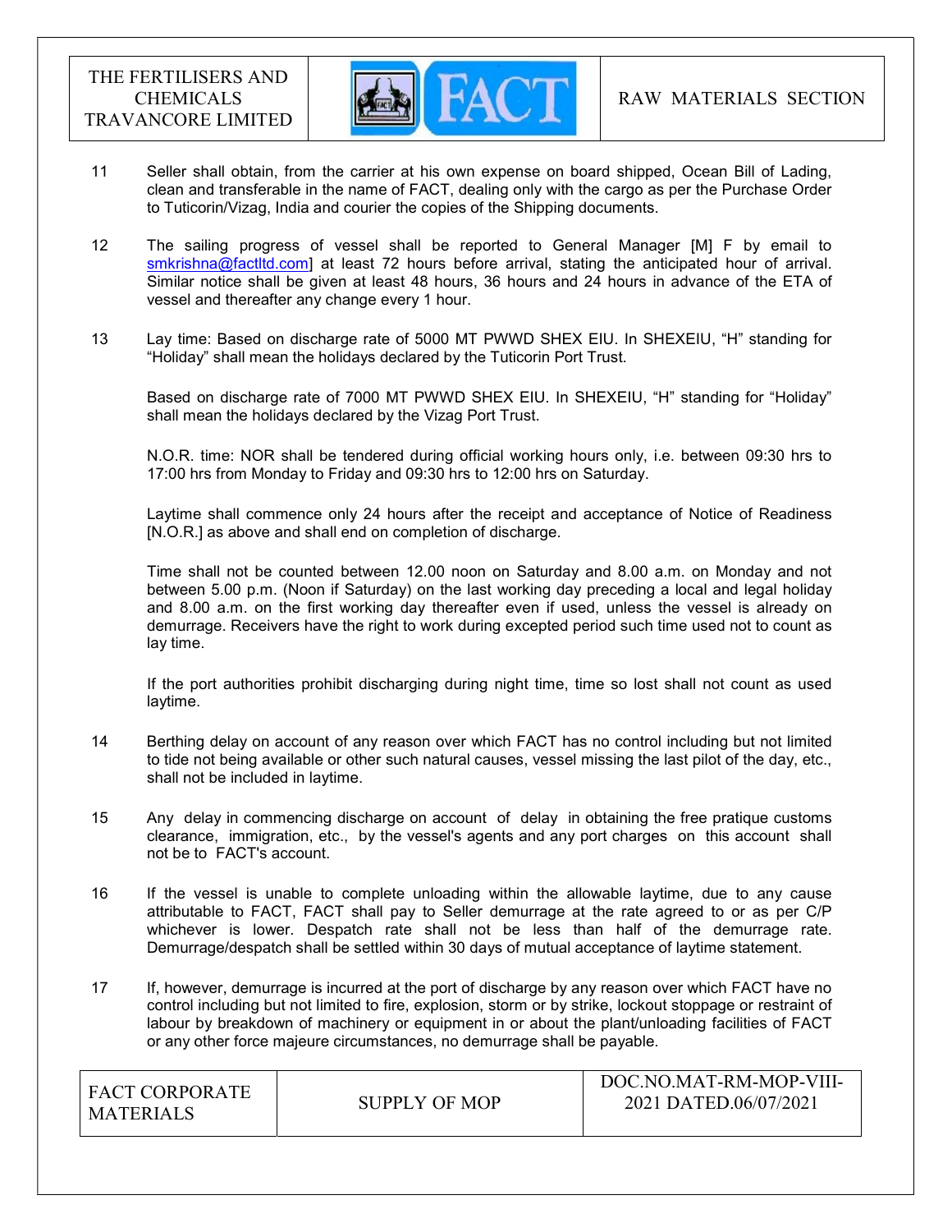11 Seller shall obtain, from the carrier at his own expense on board shipped, Ocean Bill of Lading, clean and transferable in the name of FACT, dealing only with the cargo as per the Purchase Order to Tuticorin/Vizag, India and courier the copies of the Shipping documents.

12 The sailing progress of vessel shall be reported to General Manager [M] F by email to smkrishna@factltd.com] at least 72 hours before arrival, stating the anticipated hour of arrival. Similar notice shall be given at least 48 hours, 36 hours and 24 hours in advance of the ETA of vessel and thereafter any change every 1 hour.

13 Lay time: Based on discharge rate of 5000 MT PWWD SHEX EIU. In SHEXEIU, "H" standing for "Holiday" shall mean the holidays declared by the Tuticorin Port Trust.

Based on discharge rate of 7000 MT PWWD SHEX EIU. In SHEXEIU, "H" standing for "Holiday" shall mean the holidays declared by the Vizag Port Trust.

N.O.R. time: NOR shall be tendered during official working hours only, i.e. between 09:30 hrs to 17:00 hrs from Monday to Friday and 09:30 hrs to 12:00 hrs on Saturday.

Laytime shall commence only 24 hours after the receipt and acceptance of Notice of Readiness [N.O.R.] as above and shall end on completion of discharge.

Time shall not be counted between 12.00 noon on Saturday and 8.00 a.m. on Monday and not between 5.00 p.m. (Noon if Saturday) on the last working day preceding a local and legal holiday and 8.00 a.m. on the first working day thereafter even if used, unless the vessel is already on demurrage. Receivers have the right to work during excepted period such time used not to count as lay time.

If the port authorities prohibit discharging during night time, time so lost shall not count as used laytime.

14 Berthing delay on account of any reason over which FACT has no control including but not limited to tide not being available or other such natural causes, vessel missing the last pilot of the day, etc., shall not be included in laytime.

15 Any delay in commencing discharge on account of delay in obtaining the free pratique customs clearance, immigration, etc., by the vessel's agents and any port charges on this account shall not be to FACT's account.

16 If the vessel is unable to complete unloading within the allowable laytime, due to any cause attributable to FACT, FACT shall pay to Seller demurrage at the rate agreed to or as per C/P whichever is lower. Despatch rate shall not be less than half of the demurrage rate. Demurrage/despatch shall be settled within 30 days of mutual acceptance of laytime statement.

17 If, however, demurrage is incurred at the port of discharge by any reason over which FACT have no control including but not limited to fire, explosion, storm or by strike, lockout stoppage or restraint of labour by breakdown of machinery or equipment in or about the plant/unloading facilities of FACT or any other force majeure circumstances, no demurrage shall be payable.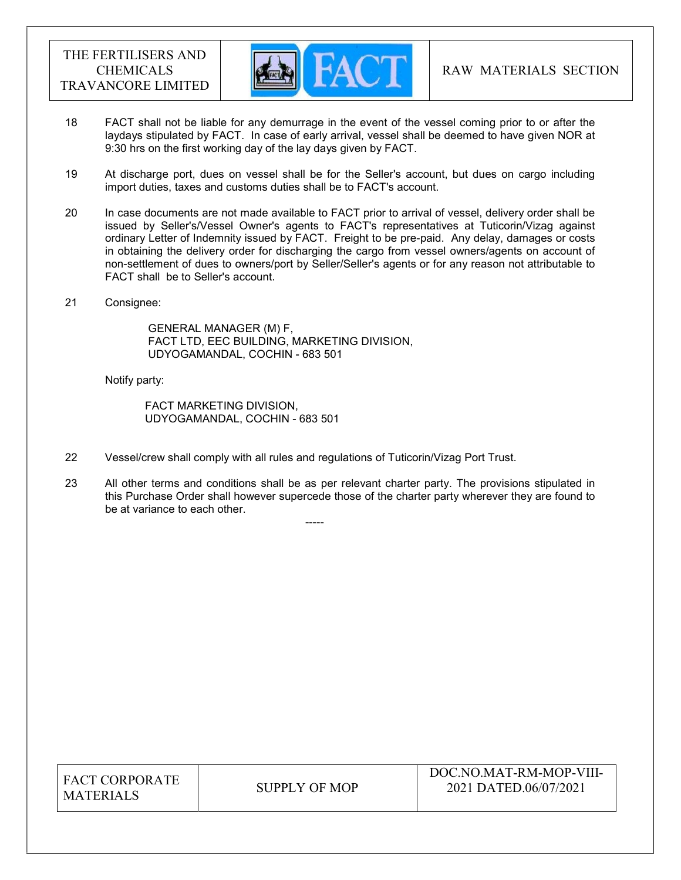18 FACT shall not be liable for any demurrage in the event of the vessel coming prior to or after the laydays stipulated by FACT. In case of early arrival, vessel shall be deemed to have given NOR at 9:30 hrs on the first working day of the lay days given by FACT.

19 At discharge port, dues on vessel shall be for the Seller's account, but dues on cargo including import duties, taxes and customs duties shall be to FACT's account.

20 In case documents are not made available to FACT prior to arrival of vessel, delivery order shall be issued by Seller's/Vessel Owner's agents to FACT's representatives at Tuticorin/Vizag against ordinary Letter of Indemnity issued by FACT. Freight to be pre-paid. Any delay, damages or costs in obtaining the delivery order for discharging the cargo from vessel owners/agents on account of non-settlement of dues to owners/port by Seller/Seller's agents or for any reason not attributable to FACT shall be to Seller's account.

21 Consignee:

GENERAL MANAGER (M) F,
FACT LTD, EEC BUILDING, MARKETING DIVISION,
UDYOGAMANDAL, COCHIN - 683 501

Notify party:

FACT MARKETING DIVISION,
UDYOGAMANDAL, COCHIN - 683 501

22 Vessel/crew shall comply with all rules and regulations of Tuticorin/Vizag Port Trust.

23 All other terms and conditions shall be as per relevant charter party. The provisions stipulated in this Purchase Order shall however supercede those of the charter party wherever they are found to be at variance to each other.

-----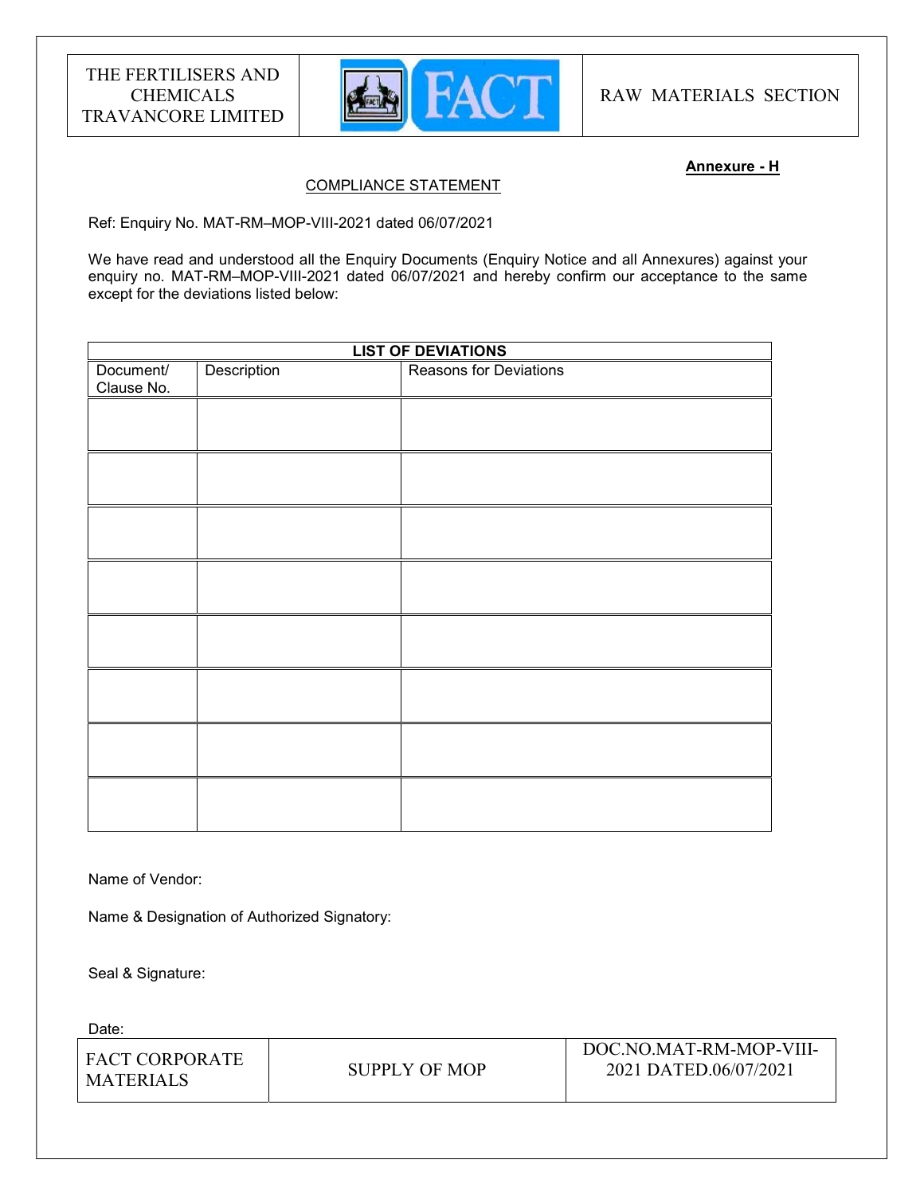**Annexure - H**

COMPLIANCE STATEMENT

Ref: Enquiry No. MAT-RM–MOP-VIII-2021 dated 06/07/2021

We have read and understood all the Enquiry Documents (Enquiry Notice and all Annexures) against your enquiry no. MAT-RM–MOP-VIII-2021 dated 06/07/2021 and hereby confirm our acceptance to the same except for the deviations listed below:

| **LIST OF DEVIATIONS** | | |
|---|---|---|
| Document/ Clause No. | Description | Reasons for Deviations |
| | | |
| | | |
| | | |
| | | |
| | | |
| | | |
| | | |
| | | |

Name of Vendor:

Name & Designation of Authorized Signatory:

Seal & Signature:

Date: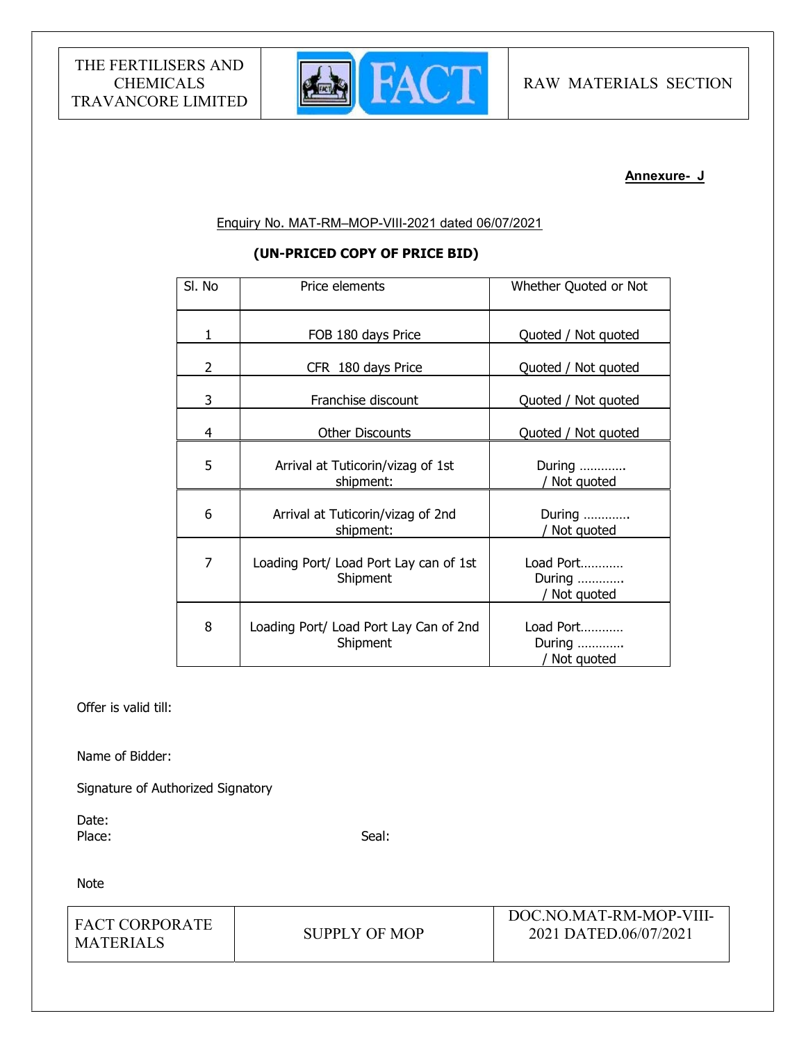**Annexure- J**

Enquiry No. MAT-RM–MOP-VIII-2021 dated 06/07/2021

**(UN-PRICED COPY OF PRICE BID)**

| Sl. No | Price elements | Whether Quoted or Not |
|---|---|---|
| 1 | FOB 180 days Price | Quoted / Not quoted |
| 2 | CFR 180 days Price | Quoted / Not quoted |
| 3 | Franchise discount | Quoted / Not quoted |
| 4 | Other Discounts | Quoted / Not quoted |
| 5 | Arrival at Tuticorin/vizag of 1st shipment: | During ………… / Not quoted |
| 6 | Arrival at Tuticorin/vizag of 2nd shipment: | During ………… / Not quoted |
| 7 | Loading Port/ Load Port Lay can of 1st Shipment | Load Port……….. During ………… / Not quoted |
| 8 | Loading Port/ Load Port Lay Can of 2nd Shipment | Load Port……….. During ………… / Not quoted |

Offer is valid till:

Name of Bidder:

Signature of Authorized Signatory

Date:

Place: Seal:

Note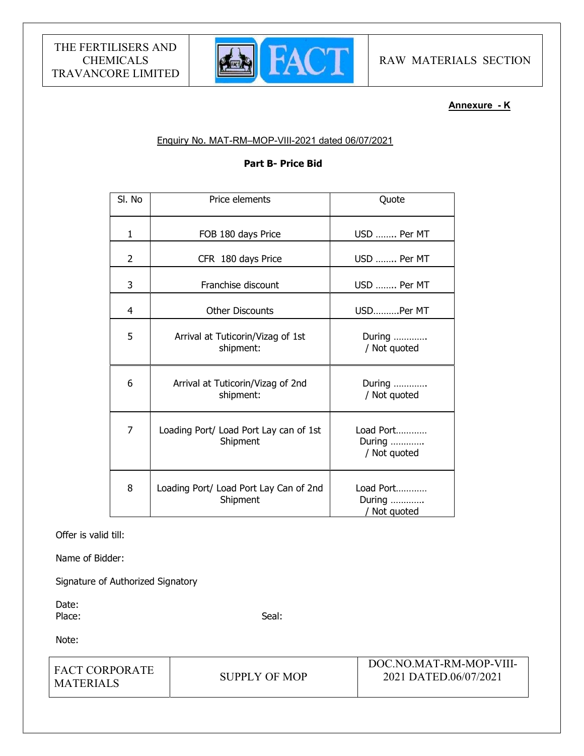**Annexure - K**

Enquiry No. MAT-RM–MOP-VIII-2021 dated 06/07/2021

**Part B- Price Bid**

| Sl. No | Price elements | Quote |
|---|---|---|
| 1 | FOB 180 days Price | USD …….. Per MT |
| 2 | CFR 180 days Price | USD …….. Per MT |
| 3 | Franchise discount | USD …….. Per MT |
| 4 | Other Discounts | USD……….Per MT |
| 5 | Arrival at Tuticorin/Vizag of 1st shipment: | During …………. / Not quoted |
| 6 | Arrival at Tuticorin/Vizag of 2nd shipment: | During …………. / Not quoted |
| 7 | Loading Port/ Load Port Lay can of 1st Shipment | Load Port……….. During ………… / Not quoted |
| 8 | Loading Port/ Load Port Lay Can of 2nd Shipment | Load Port……….. During ………… / Not quoted |

Offer is valid till:

Name of Bidder:

Signature of Authorized Signatory

Date:

Place: Seal:

Note: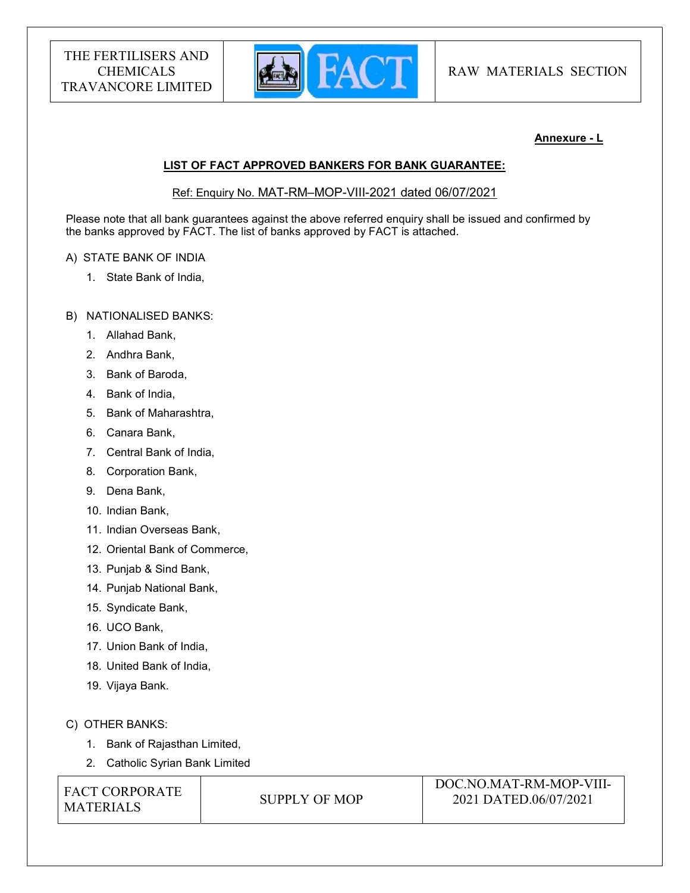**Annexure - L**

**LIST OF FACT APPROVED BANKERS FOR BANK GUARANTEE:**

Ref: Enquiry No. MAT-RM–MOP-VIII-2021 dated 06/07/2021

Please note that all bank guarantees against the above referred enquiry shall be issued and confirmed by the banks approved by FACT. The list of banks approved by FACT is attached.

A) STATE BANK OF INDIA

1. State Bank of India,

B) NATIONALISED BANKS:

1. Allahad Bank,
2. Andhra Bank,
3. Bank of Baroda,
4. Bank of India,
5. Bank of Maharashtra,
6. Canara Bank,
7. Central Bank of India,
8. Corporation Bank,
9. Dena Bank,
10. Indian Bank,
11. Indian Overseas Bank,
12. Oriental Bank of Commerce,
13. Punjab & Sind Bank,
14. Punjab National Bank,
15. Syndicate Bank,
16. UCO Bank,
17. Union Bank of India,
18. United Bank of India,
19. Vijaya Bank.

C) OTHER BANKS:

1. Bank of Rajasthan Limited,
2. Catholic Syrian Bank Limited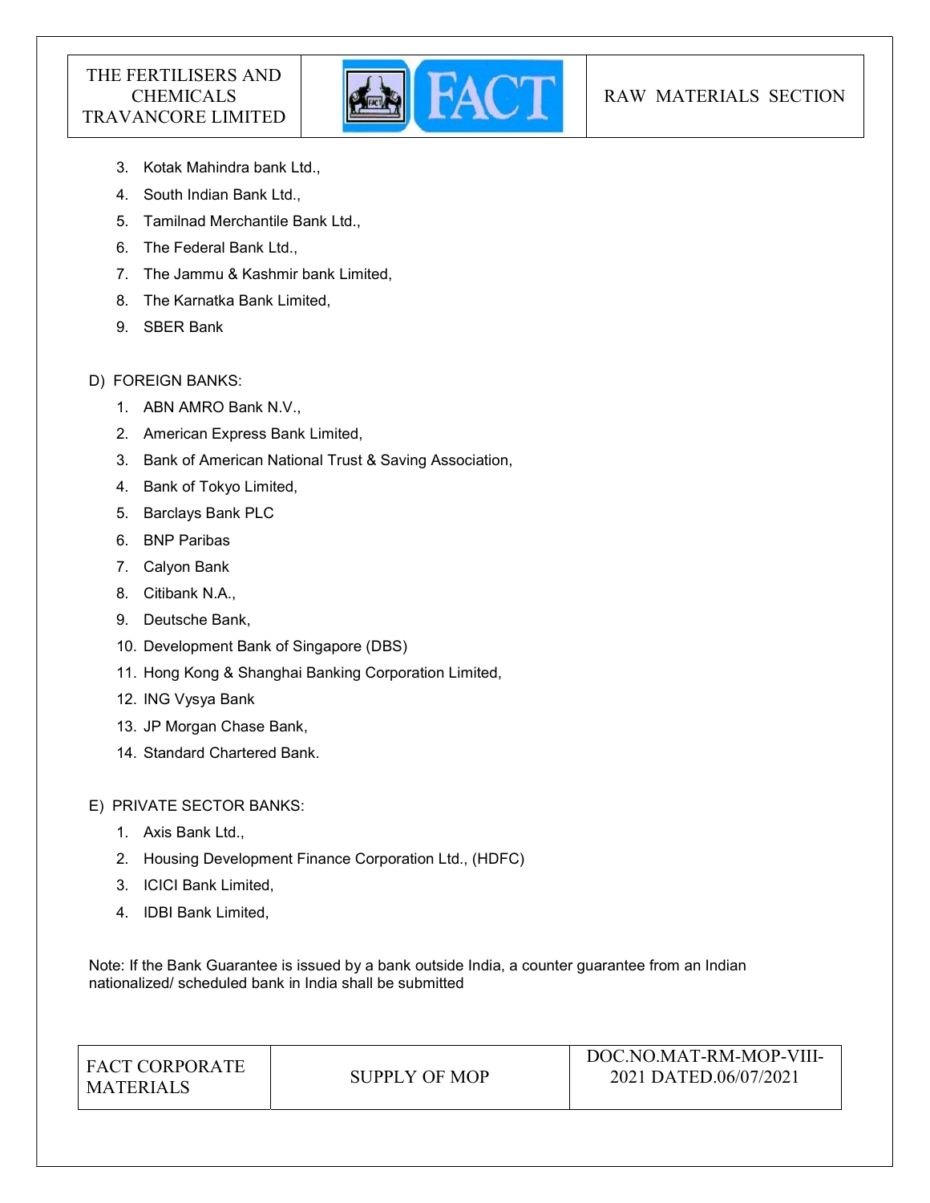3. Kotak Mahindra bank Ltd.,
4. South Indian Bank Ltd.,
5. Tamilnad Merchantile Bank Ltd.,
6. The Federal Bank Ltd.,
7. The Jammu & Kashmir bank Limited,
8. The Karnatka Bank Limited,
9. SBER Bank

D) FOREIGN BANKS:

1. ABN AMRO Bank N.V.,
2. American Express Bank Limited,
3. Bank of American National Trust & Saving Association,
4. Bank of Tokyo Limited,
5. Barclays Bank PLC
6. BNP Paribas
7. Calyon Bank
8. Citibank N.A.,
9. Deutsche Bank,
10. Development Bank of Singapore (DBS)
11. Hong Kong & Shanghai Banking Corporation Limited,
12. ING Vysya Bank
13. JP Morgan Chase Bank,
14. Standard Chartered Bank.

E) PRIVATE SECTOR BANKS:

1. Axis Bank Ltd.,
2. Housing Development Finance Corporation Ltd., (HDFC)
3. ICICI Bank Limited,
4. IDBI Bank Limited,

Note: If the Bank Guarantee is issued by a bank outside India, a counter guarantee from an Indian nationalized/ scheduled bank in India shall be submitted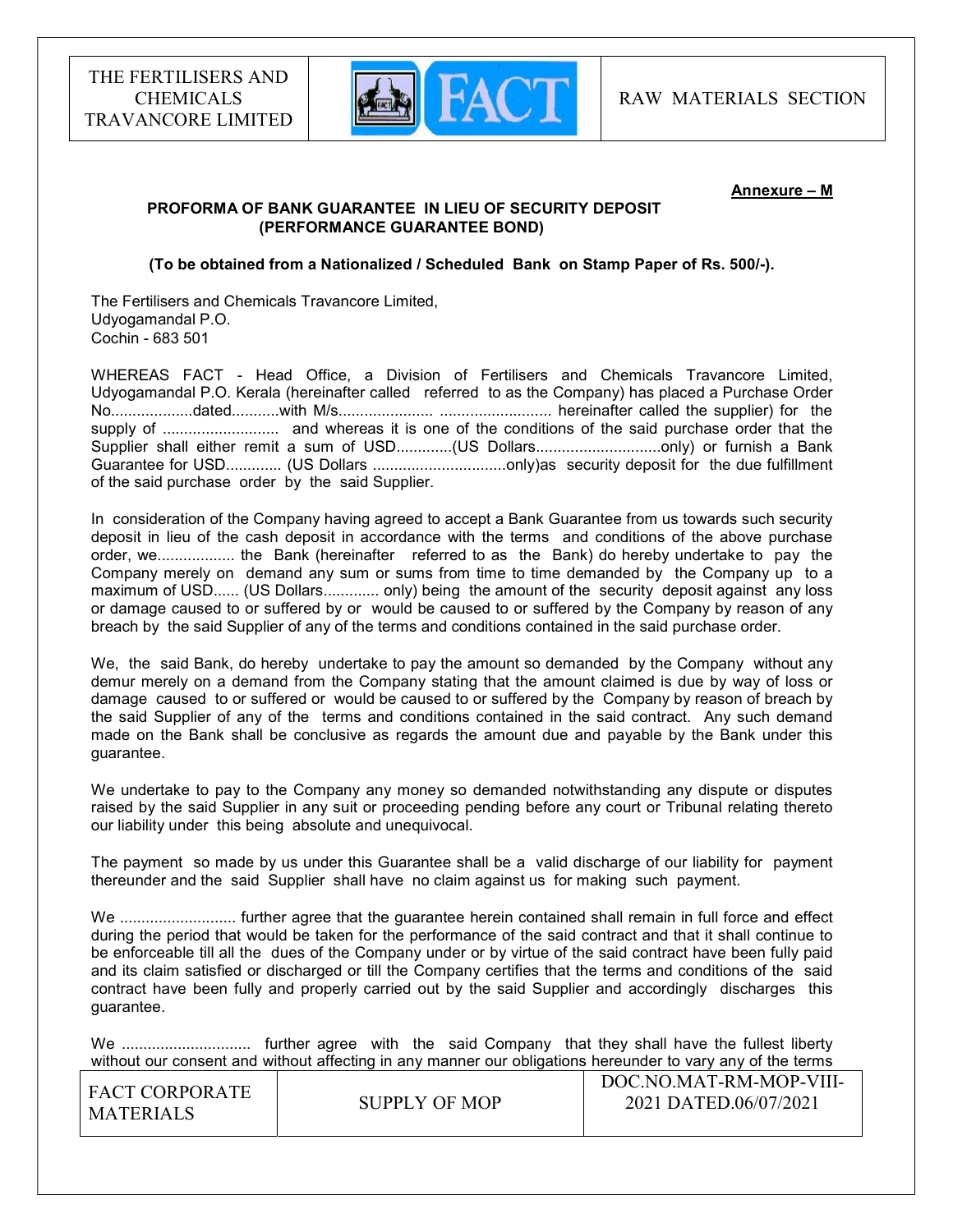**Annexure – M**

**PROFORMA OF BANK GUARANTEE IN LIEU OF SECURITY DEPOSIT (PERFORMANCE GUARANTEE BOND)**

**(To be obtained from a Nationalized / Scheduled Bank on Stamp Paper of Rs. 500/-).**

The Fertilisers and Chemicals Travancore Limited,
Udyogamandal P.O.
Cochin - 683 501

WHEREAS FACT - Head Office, a Division of Fertilisers and Chemicals Travancore Limited, Udyogamandal P.O. Kerala (hereinafter called referred to as the Company) has placed a Purchase Order No...................dated...........with M/s..................... .......................... hereinafter called the supplier) for the supply of ........................... and whereas it is one of the conditions of the said purchase order that the Supplier shall either remit a sum of USD.............(US Dollars............................only) or furnish a Bank Guarantee for USD............. (US Dollars ...............................only)as security deposit for the due fulfillment of the said purchase order by the said Supplier.

In consideration of the Company having agreed to accept a Bank Guarantee from us towards such security deposit in lieu of the cash deposit in accordance with the terms and conditions of the above purchase order, we.................. the Bank (hereinafter referred to as the Bank) do hereby undertake to pay the Company merely on demand any sum or sums from time to time demanded by the Company up to a maximum of USD...... (US Dollars............. only) being the amount of the security deposit against any loss or damage caused to or suffered by or would be caused to or suffered by the Company by reason of any breach by the said Supplier of any of the terms and conditions contained in the said purchase order.

We, the said Bank, do hereby undertake to pay the amount so demanded by the Company without any demur merely on a demand from the Company stating that the amount claimed is due by way of loss or damage caused to or suffered or would be caused to or suffered by the Company by reason of breach by the said Supplier of any of the terms and conditions contained in the said contract. Any such demand made on the Bank shall be conclusive as regards the amount due and payable by the Bank under this guarantee.

We undertake to pay to the Company any money so demanded notwithstanding any dispute or disputes raised by the said Supplier in any suit or proceeding pending before any court or Tribunal relating thereto our liability under this being absolute and unequivocal.

The payment so made by us under this Guarantee shall be a valid discharge of our liability for payment thereunder and the said Supplier shall have no claim against us for making such payment.

We ........................... further agree that the guarantee herein contained shall remain in full force and effect during the period that would be taken for the performance of the said contract and that it shall continue to be enforceable till all the dues of the Company under or by virtue of the said contract have been fully paid and its claim satisfied or discharged or till the Company certifies that the terms and conditions of the said contract have been fully and properly carried out by the said Supplier and accordingly discharges this guarantee.

We ............................. further agree with the said Company that they shall have the fullest liberty without our consent and without affecting in any manner our obligations hereunder to vary any of the terms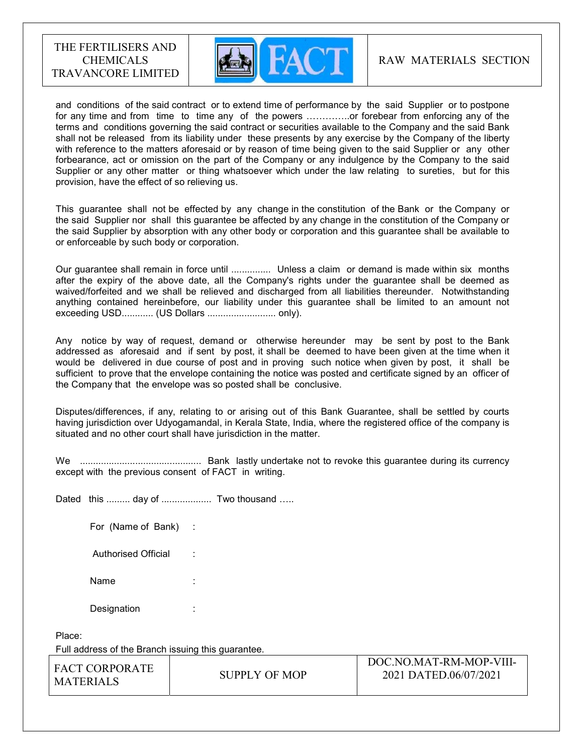and conditions of the said contract or to extend time of performance by the said Supplier or to postpone for any time and from time to time any of the powers …………..or forebear from enforcing any of the terms and conditions governing the said contract or securities available to the Company and the said Bank shall not be released from its liability under these presents by any exercise by the Company of the liberty with reference to the matters aforesaid or by reason of time being given to the said Supplier or any other forbearance, act or omission on the part of the Company or any indulgence by the Company to the said Supplier or any other matter or thing whatsoever which under the law relating to sureties, but for this provision, have the effect of so relieving us.

This guarantee shall not be effected by any change in the constitution of the Bank or the Company or the said Supplier nor shall this guarantee be affected by any change in the constitution of the Company or the said Supplier by absorption with any other body or corporation and this guarantee shall be available to or enforceable by such body or corporation.

Our guarantee shall remain in force until ............... Unless a claim or demand is made within six months after the expiry of the above date, all the Company's rights under the guarantee shall be deemed as waived/forfeited and we shall be relieved and discharged from all liabilities thereunder. Notwithstanding anything contained hereinbefore, our liability under this guarantee shall be limited to an amount not exceeding USD............ (US Dollars .......................... only).

Any notice by way of request, demand or otherwise hereunder may be sent by post to the Bank addressed as aforesaid and if sent by post, it shall be deemed to have been given at the time when it would be delivered in due course of post and in proving such notice when given by post, it shall be sufficient to prove that the envelope containing the notice was posted and certificate signed by an officer of the Company that the envelope was so posted shall be conclusive.

Disputes/differences, if any, relating to or arising out of this Bank Guarantee, shall be settled by courts having jurisdiction over Udyogamandal, in Kerala State, India, where the registered office of the company is situated and no other court shall have jurisdiction in the matter.

We .............................................. Bank lastly undertake not to revoke this guarantee during its currency except with the previous consent of FACT in writing.

Dated this ......... day of ................... Two thousand …..

For (Name of Bank) :

Authorised Official :

Name :

Designation :

Place:

Full address of the Branch issuing this guarantee.